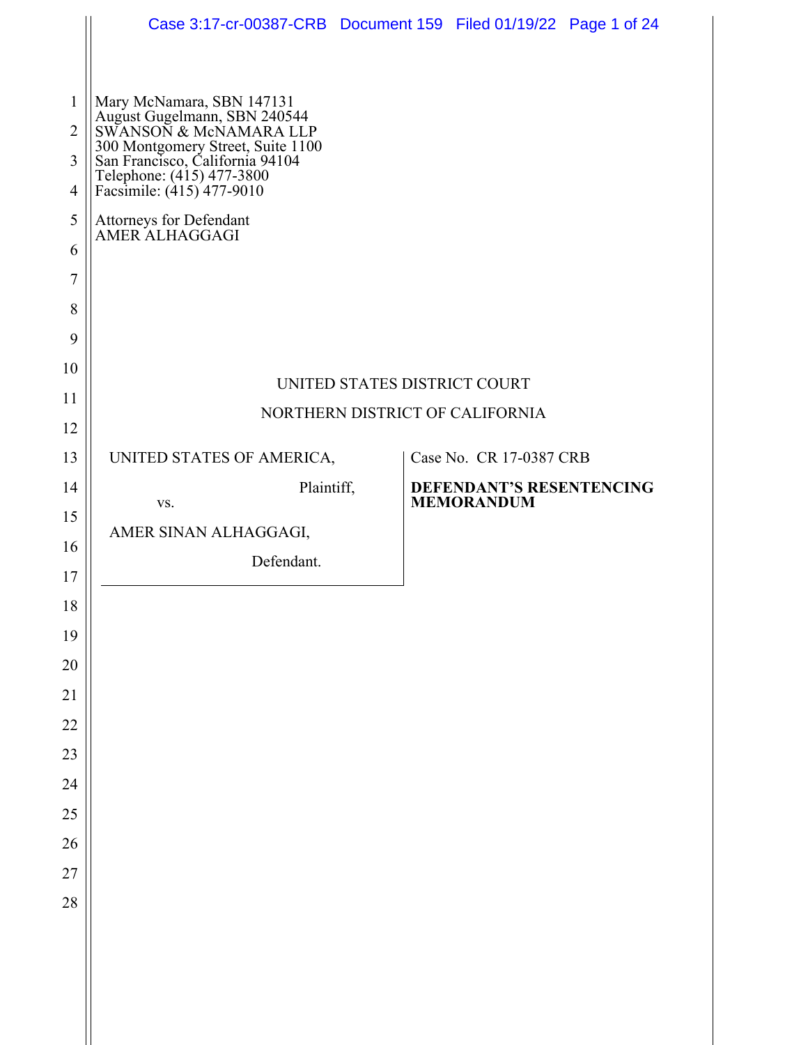Mary McNamara, SBN 147131
August Gugelmann, SBN 240544
SWANSON & McNAMARA LLP
300 Montgomery Street, Suite 1100
San Francisco, California 94104
Telephone: (415) 477-3800
Facsimile: (415) 477-9010

Attorneys for Defendant
AMER ALHAGGAGI

UNITED STATES DISTRICT COURT

NORTHERN DISTRICT OF CALIFORNIA

| | |
|---|---|
| UNITED STATES OF AMERICA,<br><br>Plaintiff,<br><br>vs.<br><br>AMER SINAN ALHAGGAGI,<br><br>Defendant. | Case No. CR 17-0387 CRB<br><br>**DEFENDANT'S RESENTENCING MEMORANDUM** |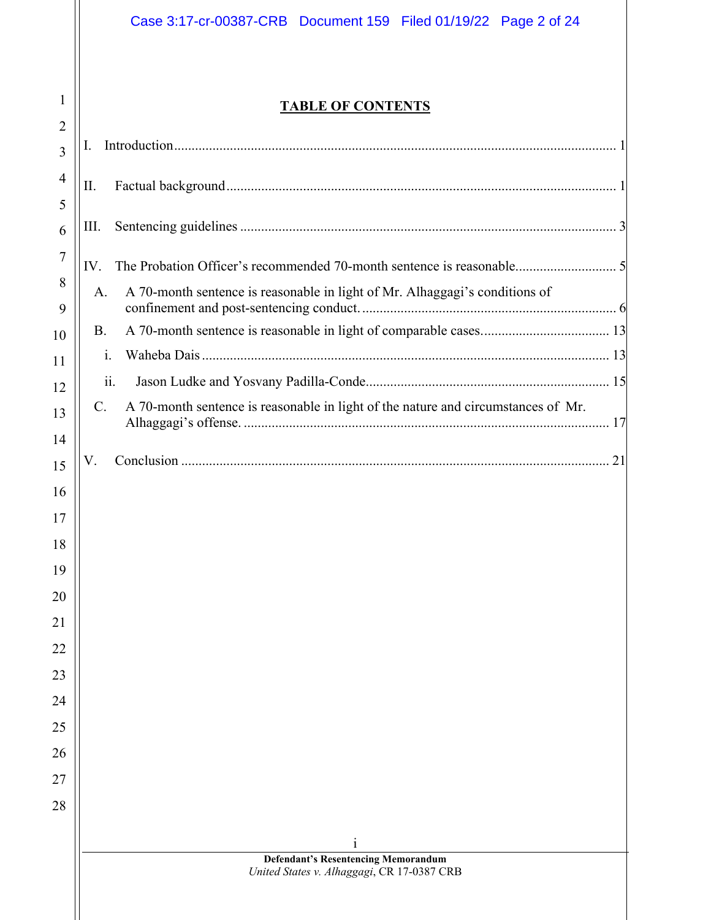## TABLE OF CONTENTS

I. Introduction ..... 1

II. Factual background ..... 1

III. Sentencing guidelines ..... 3

IV. The Probation Officer's recommended 70-month sentence is reasonable ..... 5

- A. A 70-month sentence is reasonable in light of Mr. Alhaggagi's conditions of confinement and post-sentencing conduct. ..... 6
- B. A 70-month sentence is reasonable in light of comparable cases. ..... 13
  - i. Waheba Dais ..... 13
  - ii. Jason Ludke and Yosvany Padilla-Conde ..... 15
- C. A 70-month sentence is reasonable in light of the nature and circumstances of Mr. Alhaggagi's offense. ..... 17

V. Conclusion ..... 21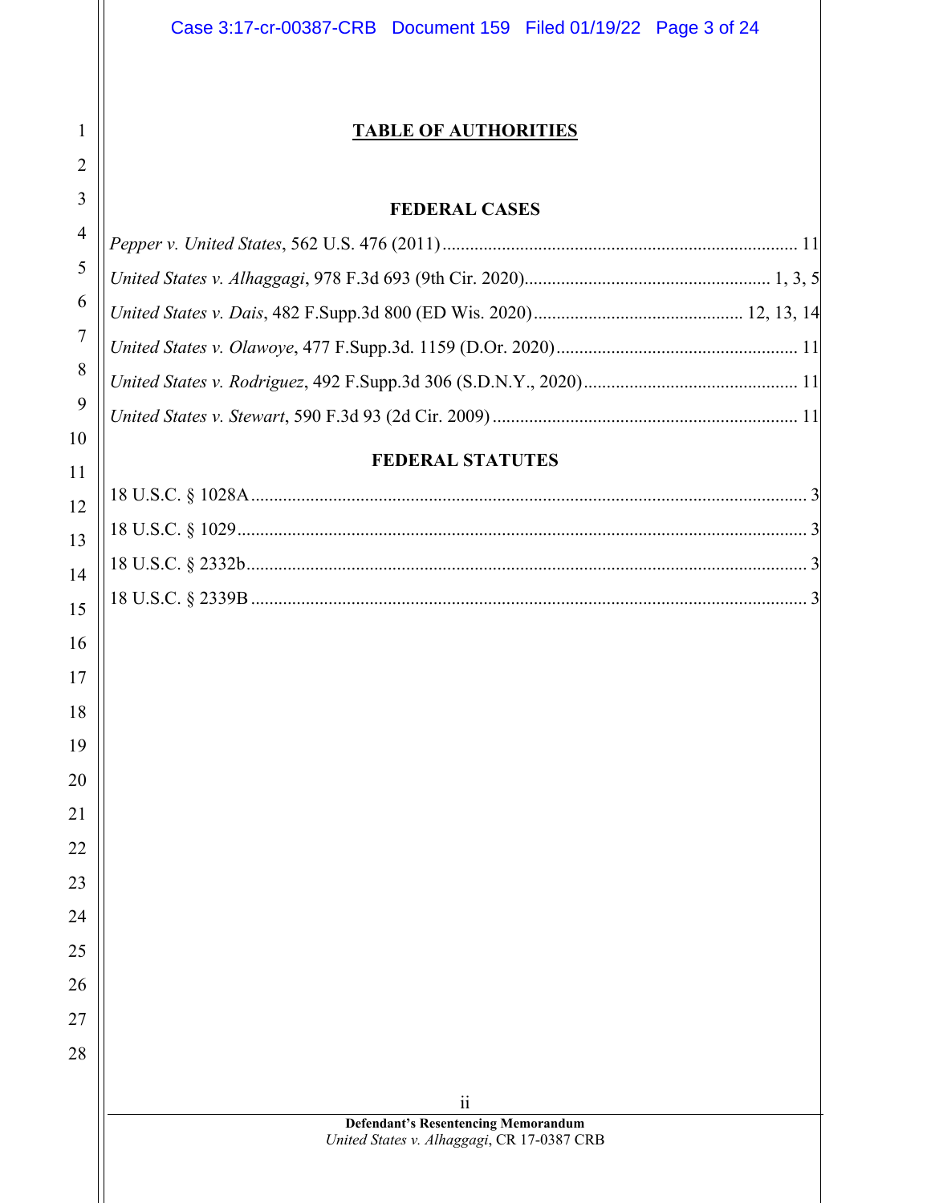# TABLE OF AUTHORITIES

## FEDERAL CASES

*Pepper v. United States*, 562 U.S. 476 (2011) .............................................................................. 11

*United States v. Alhaggagi*, 978 F.3d 693 (9th Cir. 2020)..................................................... 1, 3, 5

*United States v. Dais*, 482 F.Supp.3d 800 (ED Wis. 2020) ............................................. 12, 13, 14

*United States v. Olawoye*, 477 F.Supp.3d. 1159 (D.Or. 2020) .................................................... 11

*United States v. Rodriguez*, 492 F.Supp.3d 306 (S.D.N.Y., 2020) ............................................... 11

*United States v. Stewart*, 590 F.3d 93 (2d Cir. 2009) .................................................................. 11

## FEDERAL STATUTES

18 U.S.C. § 1028A ......................................................................................................................... 3

18 U.S.C. § 1029 ............................................................................................................................ 3

18 U.S.C. § 2332b .......................................................................................................................... 3

18 U.S.C. § 2339B ......................................................................................................................... 3

Defendant's Resentencing Memorandum
*United States v. Alhaggagi*, CR 17-0387 CRB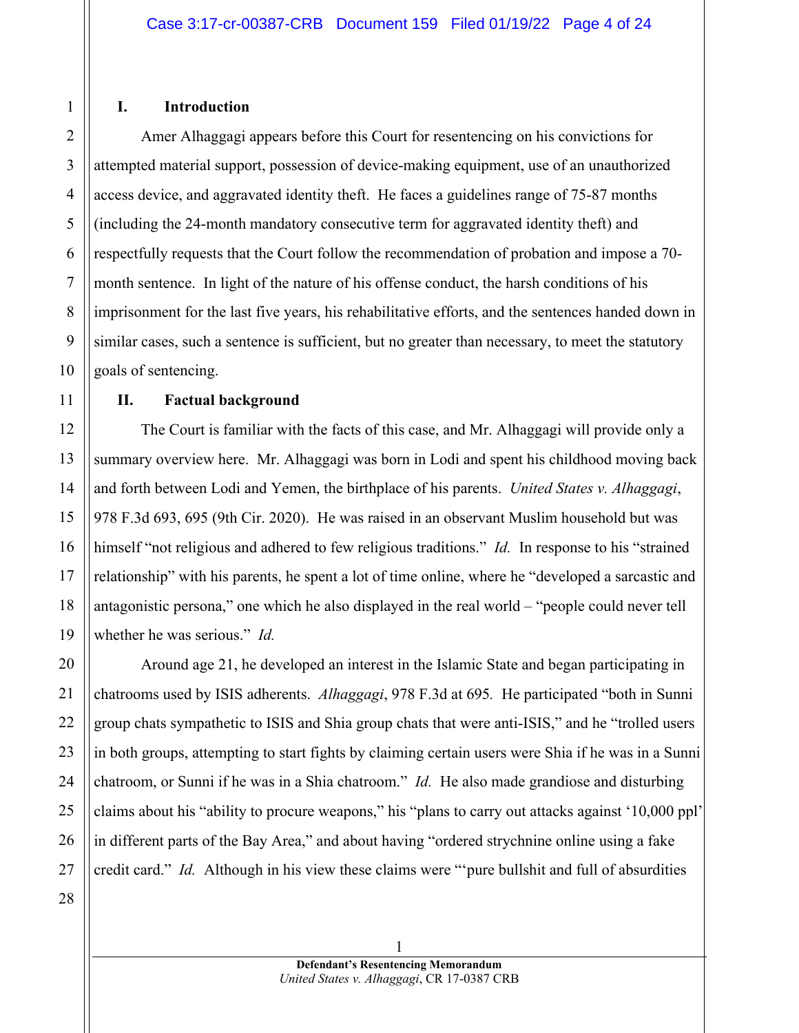## I. Introduction

Amer Alhaggagi appears before this Court for resentencing on his convictions for attempted material support, possession of device-making equipment, use of an unauthorized access device, and aggravated identity theft. He faces a guidelines range of 75-87 months (including the 24-month mandatory consecutive term for aggravated identity theft) and respectfully requests that the Court follow the recommendation of probation and impose a 70-month sentence. In light of the nature of his offense conduct, the harsh conditions of his imprisonment for the last five years, his rehabilitative efforts, and the sentences handed down in similar cases, such a sentence is sufficient, but no greater than necessary, to meet the statutory goals of sentencing.

## II. Factual background

The Court is familiar with the facts of this case, and Mr. Alhaggagi will provide only a summary overview here. Mr. Alhaggagi was born in Lodi and spent his childhood moving back and forth between Lodi and Yemen, the birthplace of his parents. *United States v. Alhaggagi*, 978 F.3d 693, 695 (9th Cir. 2020). He was raised in an observant Muslim household but was himself "not religious and adhered to few religious traditions." *Id.* In response to his "strained relationship" with his parents, he spent a lot of time online, where he "developed a sarcastic and antagonistic persona," one which he also displayed in the real world – "people could never tell whether he was serious." *Id.*

Around age 21, he developed an interest in the Islamic State and began participating in chatrooms used by ISIS adherents. *Alhaggagi*, 978 F.3d at 695. He participated "both in Sunni group chats sympathetic to ISIS and Shia group chats that were anti-ISIS," and he "trolled users in both groups, attempting to start fights by claiming certain users were Shia if he was in a Sunni chatroom, or Sunni if he was in a Shia chatroom." *Id.* He also made grandiose and disturbing claims about his "ability to procure weapons," his "plans to carry out attacks against '10,000 ppl' in different parts of the Bay Area," and about having "ordered strychnine online using a fake credit card." *Id.* Although in his view these claims were "'pure bullshit and full of absurdities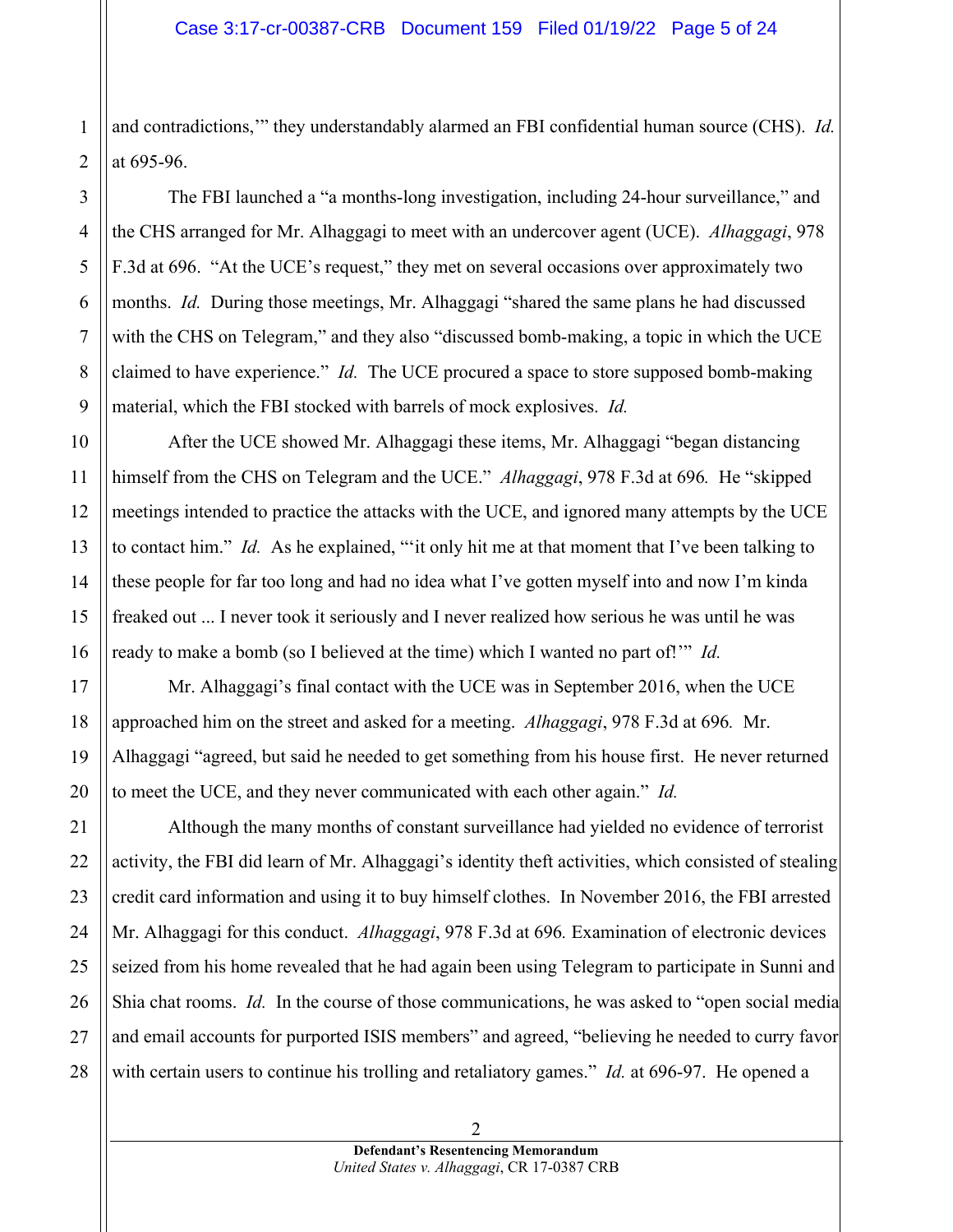and contradictions,'" they understandably alarmed an FBI confidential human source (CHS). *Id.* at 695-96.

The FBI launched a "a months-long investigation, including 24-hour surveillance," and the CHS arranged for Mr. Alhaggagi to meet with an undercover agent (UCE). *Alhaggagi*, 978 F.3d at 696. "At the UCE's request," they met on several occasions over approximately two months. *Id.* During those meetings, Mr. Alhaggagi "shared the same plans he had discussed with the CHS on Telegram," and they also "discussed bomb-making, a topic in which the UCE claimed to have experience." *Id.* The UCE procured a space to store supposed bomb-making material, which the FBI stocked with barrels of mock explosives. *Id.*

After the UCE showed Mr. Alhaggagi these items, Mr. Alhaggagi "began distancing himself from the CHS on Telegram and the UCE." *Alhaggagi*, 978 F.3d at 696. He "skipped meetings intended to practice the attacks with the UCE, and ignored many attempts by the UCE to contact him." *Id.* As he explained, "'it only hit me at that moment that I've been talking to these people for far too long and had no idea what I've gotten myself into and now I'm kinda freaked out ... I never took it seriously and I never realized how serious he was until he was ready to make a bomb (so I believed at the time) which I wanted no part of!'" *Id.*

Mr. Alhaggagi's final contact with the UCE was in September 2016, when the UCE approached him on the street and asked for a meeting. *Alhaggagi*, 978 F.3d at 696. Mr. Alhaggagi "agreed, but said he needed to get something from his house first. He never returned to meet the UCE, and they never communicated with each other again." *Id.*

Although the many months of constant surveillance had yielded no evidence of terrorist activity, the FBI did learn of Mr. Alhaggagi's identity theft activities, which consisted of stealing credit card information and using it to buy himself clothes. In November 2016, the FBI arrested Mr. Alhaggagi for this conduct. *Alhaggagi*, 978 F.3d at 696. Examination of electronic devices seized from his home revealed that he had again been using Telegram to participate in Sunni and Shia chat rooms. *Id.* In the course of those communications, he was asked to "open social media and email accounts for purported ISIS members" and agreed, "believing he needed to curry favor with certain users to continue his trolling and retaliatory games." *Id.* at 696-97. He opened a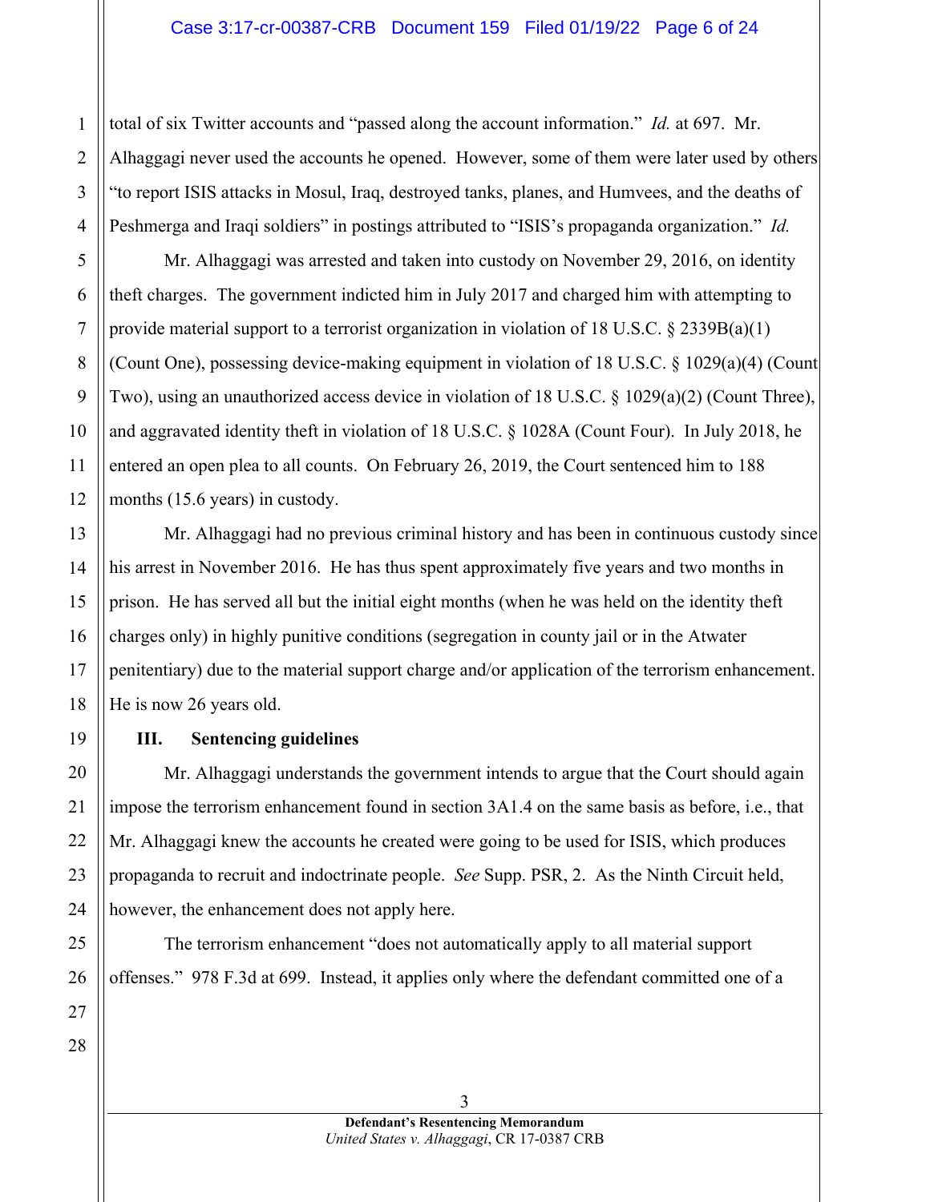total of six Twitter accounts and "passed along the account information." *Id.* at 697. Mr. Alhaggagi never used the accounts he opened. However, some of them were later used by others "to report ISIS attacks in Mosul, Iraq, destroyed tanks, planes, and Humvees, and the deaths of Peshmerga and Iraqi soldiers" in postings attributed to "ISIS's propaganda organization." *Id.*

Mr. Alhaggagi was arrested and taken into custody on November 29, 2016, on identity theft charges. The government indicted him in July 2017 and charged him with attempting to provide material support to a terrorist organization in violation of 18 U.S.C. § 2339B(a)(1) (Count One), possessing device-making equipment in violation of 18 U.S.C. § 1029(a)(4) (Count Two), using an unauthorized access device in violation of 18 U.S.C. § 1029(a)(2) (Count Three), and aggravated identity theft in violation of 18 U.S.C. § 1028A (Count Four). In July 2018, he entered an open plea to all counts. On February 26, 2019, the Court sentenced him to 188 months (15.6 years) in custody.

Mr. Alhaggagi had no previous criminal history and has been in continuous custody since his arrest in November 2016. He has thus spent approximately five years and two months in prison. He has served all but the initial eight months (when he was held on the identity theft charges only) in highly punitive conditions (segregation in county jail or in the Atwater penitentiary) due to the material support charge and/or application of the terrorism enhancement. He is now 26 years old.

## III. Sentencing guidelines

Mr. Alhaggagi understands the government intends to argue that the Court should again impose the terrorism enhancement found in section 3A1.4 on the same basis as before, i.e., that Mr. Alhaggagi knew the accounts he created were going to be used for ISIS, which produces propaganda to recruit and indoctrinate people. *See* Supp. PSR, 2. As the Ninth Circuit held, however, the enhancement does not apply here.

The terrorism enhancement "does not automatically apply to all material support offenses." 978 F.3d at 699. Instead, it applies only where the defendant committed one of a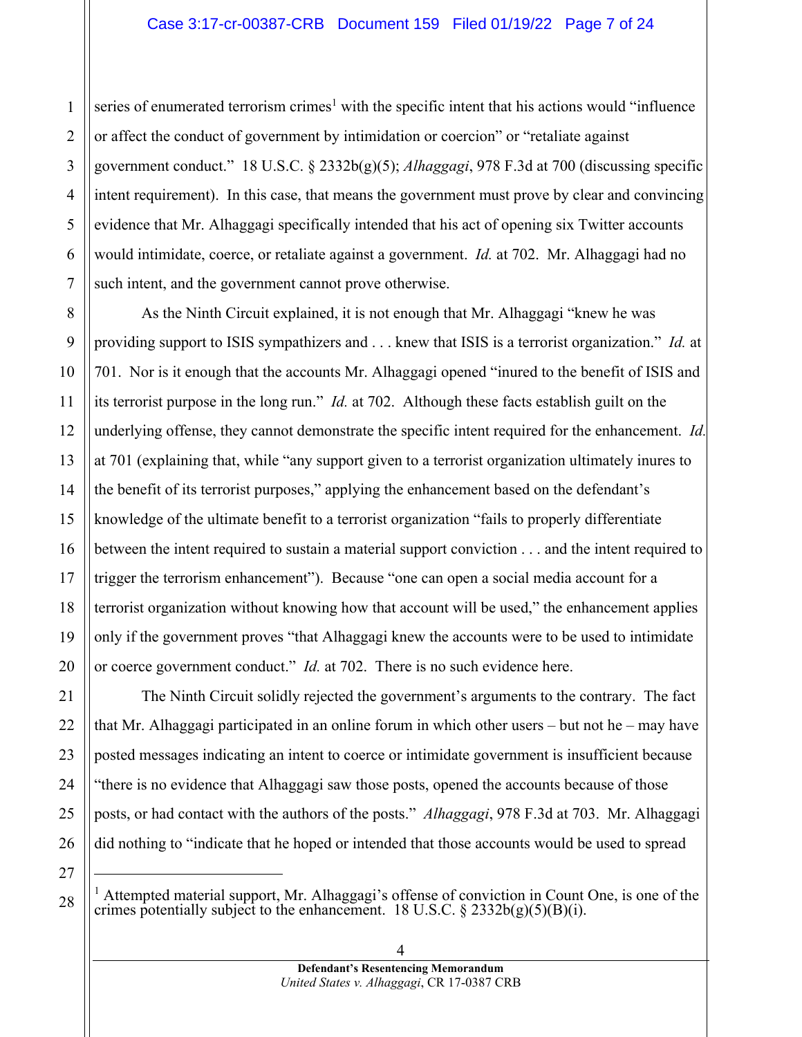series of enumerated terrorism crimes[1] with the specific intent that his actions would "influence or affect the conduct of government by intimidation or coercion" or "retaliate against government conduct." 18 U.S.C. § 2332b(g)(5); *Alhaggagi*, 978 F.3d at 700 (discussing specific intent requirement). In this case, that means the government must prove by clear and convincing evidence that Mr. Alhaggagi specifically intended that his act of opening six Twitter accounts would intimidate, coerce, or retaliate against a government. *Id.* at 702. Mr. Alhaggagi had no such intent, and the government cannot prove otherwise.

As the Ninth Circuit explained, it is not enough that Mr. Alhaggagi "knew he was providing support to ISIS sympathizers and . . . knew that ISIS is a terrorist organization." *Id.* at 701. Nor is it enough that the accounts Mr. Alhaggagi opened "inured to the benefit of ISIS and its terrorist purpose in the long run." *Id.* at 702. Although these facts establish guilt on the underlying offense, they cannot demonstrate the specific intent required for the enhancement. *Id.* at 701 (explaining that, while "any support given to a terrorist organization ultimately inures to the benefit of its terrorist purposes," applying the enhancement based on the defendant's knowledge of the ultimate benefit to a terrorist organization "fails to properly differentiate between the intent required to sustain a material support conviction . . . and the intent required to trigger the terrorism enhancement"). Because "one can open a social media account for a terrorist organization without knowing how that account will be used," the enhancement applies only if the government proves "that Alhaggagi knew the accounts were to be used to intimidate or coerce government conduct." *Id.* at 702. There is no such evidence here.

The Ninth Circuit solidly rejected the government's arguments to the contrary. The fact that Mr. Alhaggagi participated in an online forum in which other users – but not he – may have posted messages indicating an intent to coerce or intimidate government is insufficient because "there is no evidence that Alhaggagi saw those posts, opened the accounts because of those posts, or had contact with the authors of the posts." *Alhaggagi*, 978 F.3d at 703. Mr. Alhaggagi did nothing to "indicate that he hoped or intended that those accounts would be used to spread

---

[1] Attempted material support, Mr. Alhaggagi's offense of conviction in Count One, is one of the crimes potentially subject to the enhancement. 18 U.S.C. § 2332b(g)(5)(B)(i).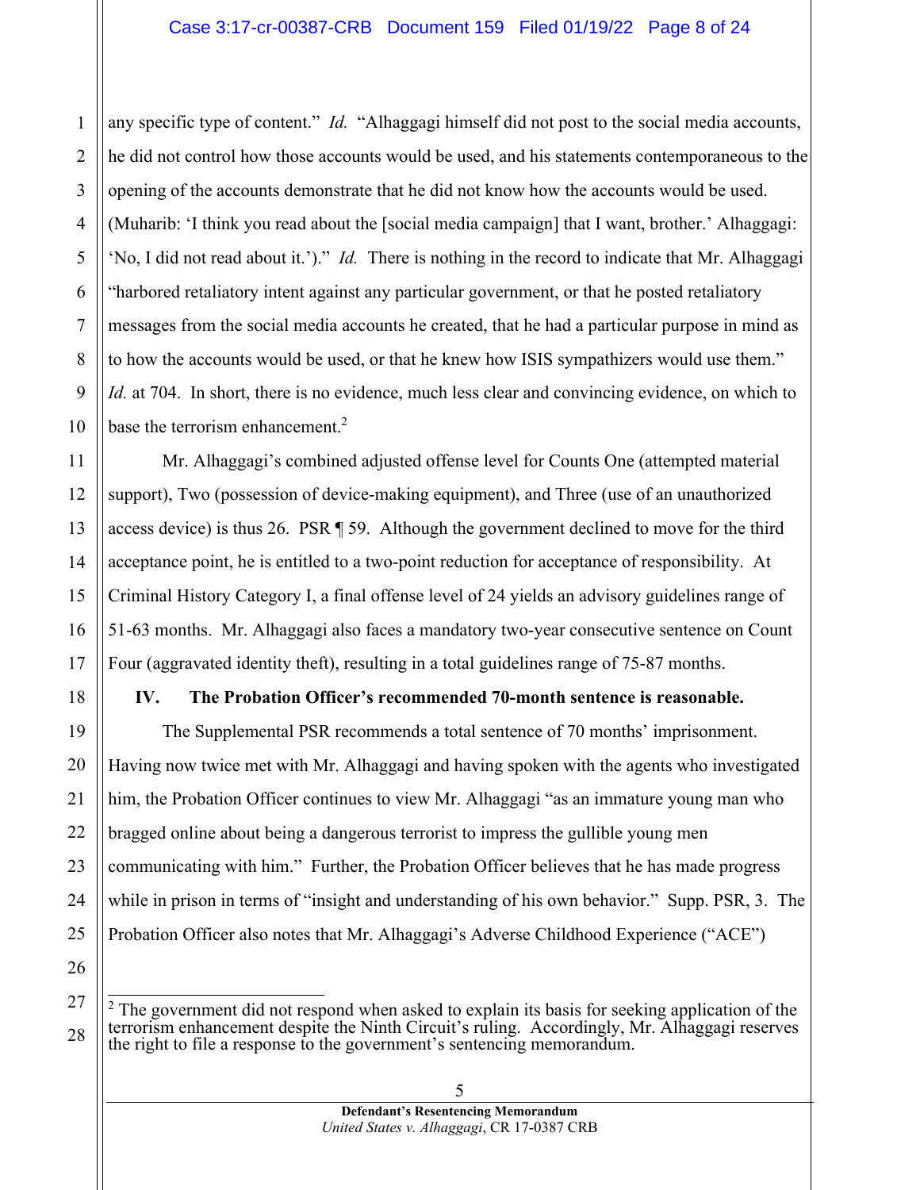any specific type of content." *Id.* "Alhaggagi himself did not post to the social media accounts, he did not control how those accounts would be used, and his statements contemporaneous to the opening of the accounts demonstrate that he did not know how the accounts would be used. (Muharib: 'I think you read about the [social media campaign] that I want, brother.' Alhaggagi: 'No, I did not read about it.')." *Id.* There is nothing in the record to indicate that Mr. Alhaggagi "harbored retaliatory intent against any particular government, or that he posted retaliatory messages from the social media accounts he created, that he had a particular purpose in mind as to how the accounts would be used, or that he knew how ISIS sympathizers would use them." *Id.* at 704. In short, there is no evidence, much less clear and convincing evidence, on which to base the terrorism enhancement.[2]

Mr. Alhaggagi's combined adjusted offense level for Counts One (attempted material support), Two (possession of device-making equipment), and Three (use of an unauthorized access device) is thus 26. PSR ¶ 59. Although the government declined to move for the third acceptance point, he is entitled to a two-point reduction for acceptance of responsibility. At Criminal History Category I, a final offense level of 24 yields an advisory guidelines range of 51-63 months. Mr. Alhaggagi also faces a mandatory two-year consecutive sentence on Count Four (aggravated identity theft), resulting in a total guidelines range of 75-87 months.

### IV. The Probation Officer's recommended 70-month sentence is reasonable.

The Supplemental PSR recommends a total sentence of 70 months' imprisonment. Having now twice met with Mr. Alhaggagi and having spoken with the agents who investigated him, the Probation Officer continues to view Mr. Alhaggagi "as an immature young man who bragged online about being a dangerous terrorist to impress the gullible young men communicating with him." Further, the Probation Officer believes that he has made progress while in prison in terms of "insight and understanding of his own behavior." Supp. PSR, 3. The Probation Officer also notes that Mr. Alhaggagi's Adverse Childhood Experience ("ACE")

---

[2] The government did not respond when asked to explain its basis for seeking application of the terrorism enhancement despite the Ninth Circuit's ruling. Accordingly, Mr. Alhaggagi reserves the right to file a response to the government's sentencing memorandum.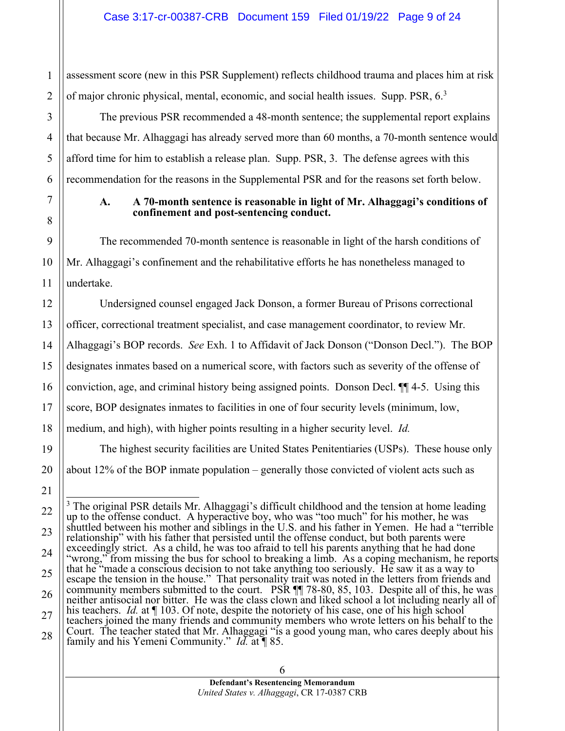assessment score (new in this PSR Supplement) reflects childhood trauma and places him at risk of major chronic physical, mental, economic, and social health issues. Supp. PSR, 6.[3]

The previous PSR recommended a 48-month sentence; the supplemental report explains that because Mr. Alhaggagi has already served more than 60 months, a 70-month sentence would afford time for him to establish a release plan. Supp. PSR, 3. The defense agrees with this recommendation for the reasons in the Supplemental PSR and for the reasons set forth below.

### A. A 70-month sentence is reasonable in light of Mr. Alhaggagi's conditions of confinement and post-sentencing conduct.

The recommended 70-month sentence is reasonable in light of the harsh conditions of Mr. Alhaggagi's confinement and the rehabilitative efforts he has nonetheless managed to undertake.

Undersigned counsel engaged Jack Donson, a former Bureau of Prisons correctional officer, correctional treatment specialist, and case management coordinator, to review Mr. Alhaggagi's BOP records. *See* Exh. 1 to Affidavit of Jack Donson ("Donson Decl."). The BOP designates inmates based on a numerical score, with factors such as severity of the offense of conviction, age, and criminal history being assigned points. Donson Decl. ¶¶ 4-5. Using this score, BOP designates inmates to facilities in one of four security levels (minimum, low, medium, and high), with higher points resulting in a higher security level. *Id.*

The highest security facilities are United States Penitentiaries (USPs). These house only about 12% of the BOP inmate population – generally those convicted of violent acts such as

---

[3] The original PSR details Mr. Alhaggagi's difficult childhood and the tension at home leading up to the offense conduct. A hyperactive boy, who was "too much" for his mother, he was shuttled between his mother and siblings in the U.S. and his father in Yemen. He had a "terrible relationship" with his father that persisted until the offense conduct, but both parents were exceedingly strict. As a child, he was too afraid to tell his parents anything that he had done "wrong," from missing the bus for school to breaking a limb. As a coping mechanism, he reports that he "made a conscious decision to not take anything too seriously. He saw it as a way to escape the tension in the house." That personality trait was noted in the letters from friends and community members submitted to the court. PSR ¶¶ 78-80, 85, 103. Despite all of this, he was neither antisocial nor bitter. He was the class clown and liked school a lot including nearly all of his teachers. *Id.* at ¶ 103. Of note, despite the notoriety of his case, one of his high school teachers joined the many friends and community members who wrote letters on his behalf to the Court. The teacher stated that Mr. Alhaggagi "is a good young man, who cares deeply about his family and his Yemeni Community." *Id.* at ¶ 85.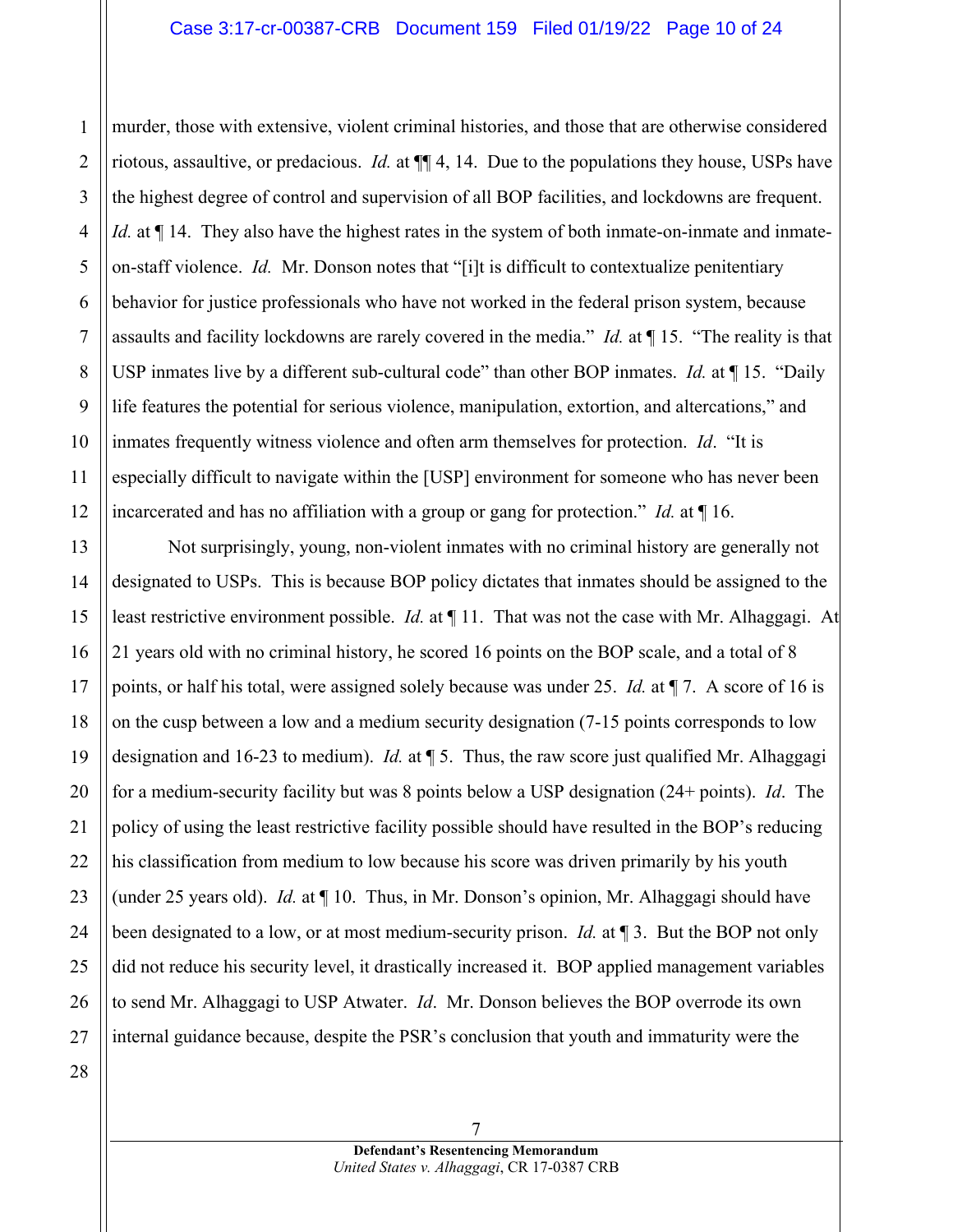murder, those with extensive, violent criminal histories, and those that are otherwise considered riotous, assaultive, or predacious. *Id.* at ¶¶ 4, 14. Due to the populations they house, USPs have the highest degree of control and supervision of all BOP facilities, and lockdowns are frequent. *Id.* at ¶ 14. They also have the highest rates in the system of both inmate-on-inmate and inmate-on-staff violence. *Id.* Mr. Donson notes that "[i]t is difficult to contextualize penitentiary behavior for justice professionals who have not worked in the federal prison system, because assaults and facility lockdowns are rarely covered in the media." *Id.* at ¶ 15. "The reality is that USP inmates live by a different sub-cultural code" than other BOP inmates. *Id.* at ¶ 15. "Daily life features the potential for serious violence, manipulation, extortion, and altercations," and inmates frequently witness violence and often arm themselves for protection. *Id*. "It is especially difficult to navigate within the [USP] environment for someone who has never been incarcerated and has no affiliation with a group or gang for protection." *Id.* at ¶ 16.

Not surprisingly, young, non-violent inmates with no criminal history are generally not designated to USPs. This is because BOP policy dictates that inmates should be assigned to the least restrictive environment possible. *Id.* at ¶ 11. That was not the case with Mr. Alhaggagi. At 21 years old with no criminal history, he scored 16 points on the BOP scale, and a total of 8 points, or half his total, were assigned solely because was under 25. *Id.* at ¶ 7. A score of 16 is on the cusp between a low and a medium security designation (7-15 points corresponds to low designation and 16-23 to medium). *Id.* at ¶ 5. Thus, the raw score just qualified Mr. Alhaggagi for a medium-security facility but was 8 points below a USP designation (24+ points). *Id*. The policy of using the least restrictive facility possible should have resulted in the BOP's reducing his classification from medium to low because his score was driven primarily by his youth (under 25 years old). *Id.* at ¶ 10. Thus, in Mr. Donson's opinion, Mr. Alhaggagi should have been designated to a low, or at most medium-security prison. *Id.* at ¶ 3. But the BOP not only did not reduce his security level, it drastically increased it. BOP applied management variables to send Mr. Alhaggagi to USP Atwater. *Id*. Mr. Donson believes the BOP overrode its own internal guidance because, despite the PSR's conclusion that youth and immaturity were the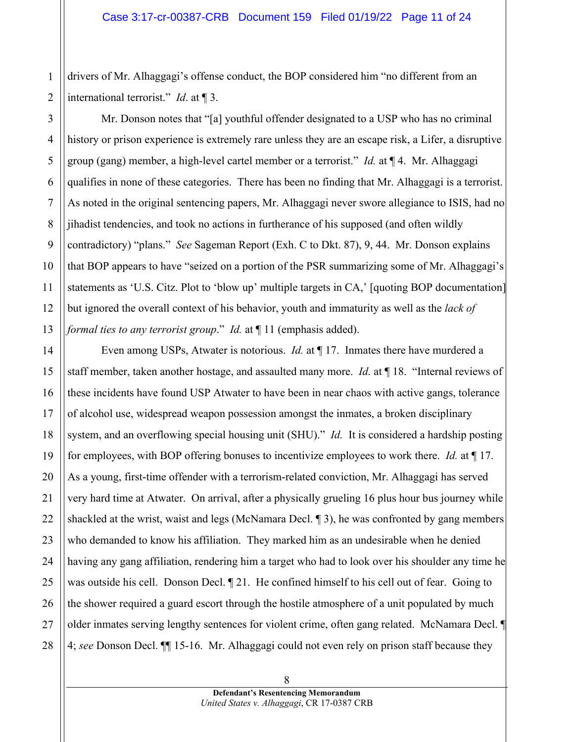drivers of Mr. Alhaggagi's offense conduct, the BOP considered him "no different from an international terrorist." *Id*. at ¶ 3.

Mr. Donson notes that "[a] youthful offender designated to a USP who has no criminal history or prison experience is extremely rare unless they are an escape risk, a Lifer, a disruptive group (gang) member, a high-level cartel member or a terrorist." *Id.* at ¶ 4. Mr. Alhaggagi qualifies in none of these categories. There has been no finding that Mr. Alhaggagi is a terrorist. As noted in the original sentencing papers, Mr. Alhaggagi never swore allegiance to ISIS, had no jihadist tendencies, and took no actions in furtherance of his supposed (and often wildly contradictory) "plans." *See* Sageman Report (Exh. C to Dkt. 87), 9, 44. Mr. Donson explains that BOP appears to have "seized on a portion of the PSR summarizing some of Mr. Alhaggagi's statements as 'U.S. Citz. Plot to 'blow up' multiple targets in CA,' [quoting BOP documentation] but ignored the overall context of his behavior, youth and immaturity as well as the *lack of formal ties to any terrorist group*." *Id.* at ¶ 11 (emphasis added).

Even among USPs, Atwater is notorious. *Id.* at ¶ 17. Inmates there have murdered a staff member, taken another hostage, and assaulted many more. *Id.* at ¶ 18. "Internal reviews of these incidents have found USP Atwater to have been in near chaos with active gangs, tolerance of alcohol use, widespread weapon possession amongst the inmates, a broken disciplinary system, and an overflowing special housing unit (SHU)." *Id.* It is considered a hardship posting for employees, with BOP offering bonuses to incentivize employees to work there. *Id.* at ¶ 17. As a young, first-time offender with a terrorism-related conviction, Mr. Alhaggagi has served very hard time at Atwater. On arrival, after a physically grueling 16 plus hour bus journey while shackled at the wrist, waist and legs (McNamara Decl. ¶ 3), he was confronted by gang members who demanded to know his affiliation. They marked him as an undesirable when he denied having any gang affiliation, rendering him a target who had to look over his shoulder any time he was outside his cell. Donson Decl. ¶ 21. He confined himself to his cell out of fear. Going to the shower required a guard escort through the hostile atmosphere of a unit populated by much older inmates serving lengthy sentences for violent crime, often gang related. McNamara Decl. ¶ 4; *see* Donson Decl. ¶¶ 15-16. Mr. Alhaggagi could not even rely on prison staff because they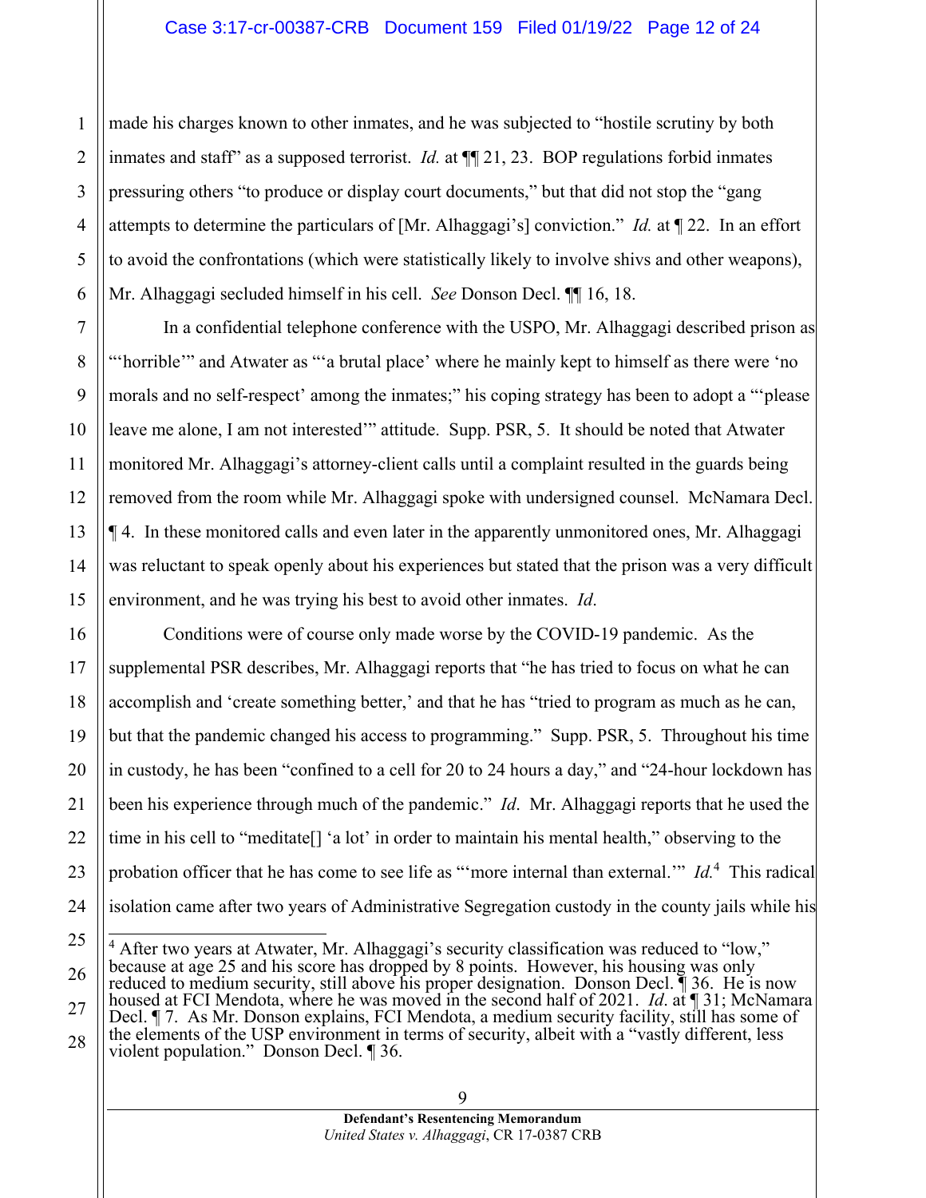made his charges known to other inmates, and he was subjected to "hostile scrutiny by both inmates and staff" as a supposed terrorist. *Id.* at ¶¶ 21, 23. BOP regulations forbid inmates pressuring others "to produce or display court documents," but that did not stop the "gang attempts to determine the particulars of [Mr. Alhaggagi's] conviction." *Id.* at ¶ 22. In an effort to avoid the confrontations (which were statistically likely to involve shivs and other weapons), Mr. Alhaggagi secluded himself in his cell. *See* Donson Decl. ¶¶ 16, 18.

In a confidential telephone conference with the USPO, Mr. Alhaggagi described prison as "'horrible'" and Atwater as "'a brutal place' where he mainly kept to himself as there were 'no morals and no self-respect' among the inmates;" his coping strategy has been to adopt a "'please leave me alone, I am not interested'" attitude. Supp. PSR, 5. It should be noted that Atwater monitored Mr. Alhaggagi's attorney-client calls until a complaint resulted in the guards being removed from the room while Mr. Alhaggagi spoke with undersigned counsel. McNamara Decl. ¶ 4. In these monitored calls and even later in the apparently unmonitored ones, Mr. Alhaggagi was reluctant to speak openly about his experiences but stated that the prison was a very difficult environment, and he was trying his best to avoid other inmates. *Id*.

Conditions were of course only made worse by the COVID-19 pandemic. As the supplemental PSR describes, Mr. Alhaggagi reports that "he has tried to focus on what he can accomplish and 'create something better,' and that he has "tried to program as much as he can, but that the pandemic changed his access to programming." Supp. PSR, 5. Throughout his time in custody, he has been "confined to a cell for 20 to 24 hours a day," and "24-hour lockdown has been his experience through much of the pandemic." *Id*. Mr. Alhaggagi reports that he used the time in his cell to "meditate[] 'a lot' in order to maintain his mental health," observing to the probation officer that he has come to see life as "'more internal than external.'" *Id.*[4] This radical isolation came after two years of Administrative Segregation custody in the county jails while his

---

[4] After two years at Atwater, Mr. Alhaggagi's security classification was reduced to "low," because at age 25 and his score has dropped by 8 points. However, his housing was only reduced to medium security, still above his proper designation. Donson Decl. ¶ 36. He is now housed at FCI Mendota, where he was moved in the second half of 2021. *Id*. at ¶ 31; McNamara Decl. ¶ 7. As Mr. Donson explains, FCI Mendota, a medium security facility, still has some of the elements of the USP environment in terms of security, albeit with a "vastly different, less violent population." Donson Decl. ¶ 36.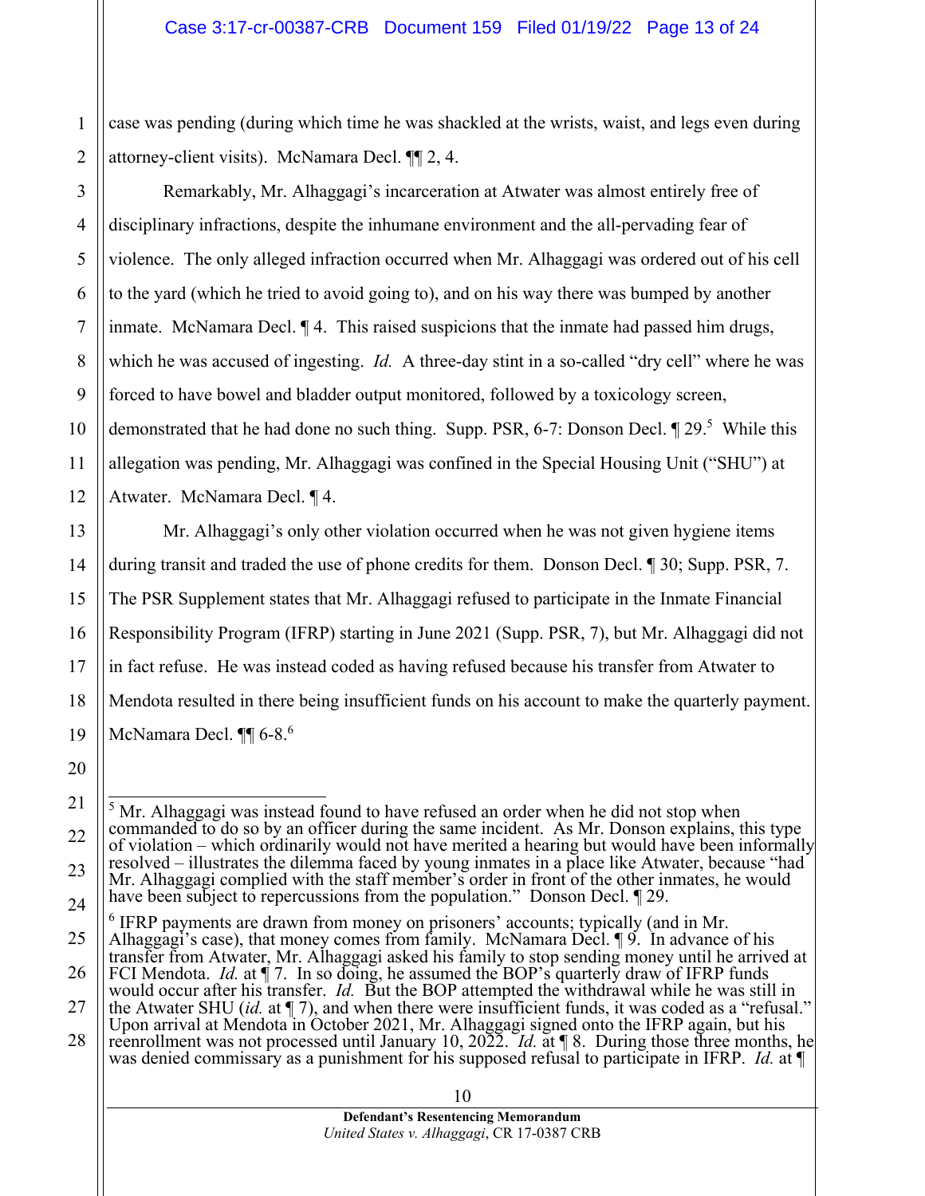case was pending (during which time he was shackled at the wrists, waist, and legs even during attorney-client visits). McNamara Decl. ¶¶ 2, 4.

Remarkably, Mr. Alhaggagi's incarceration at Atwater was almost entirely free of disciplinary infractions, despite the inhumane environment and the all-pervading fear of violence. The only alleged infraction occurred when Mr. Alhaggagi was ordered out of his cell to the yard (which he tried to avoid going to), and on his way there was bumped by another inmate. McNamara Decl. ¶ 4. This raised suspicions that the inmate had passed him drugs, which he was accused of ingesting. *Id.* A three-day stint in a so-called "dry cell" where he was forced to have bowel and bladder output monitored, followed by a toxicology screen, demonstrated that he had done no such thing. Supp. PSR, 6-7: Donson Decl. ¶ 29.[5] While this allegation was pending, Mr. Alhaggagi was confined in the Special Housing Unit ("SHU") at Atwater. McNamara Decl. ¶ 4.

Mr. Alhaggagi's only other violation occurred when he was not given hygiene items during transit and traded the use of phone credits for them. Donson Decl. ¶ 30; Supp. PSR, 7. The PSR Supplement states that Mr. Alhaggagi refused to participate in the Inmate Financial Responsibility Program (IFRP) starting in June 2021 (Supp. PSR, 7), but Mr. Alhaggagi did not in fact refuse. He was instead coded as having refused because his transfer from Atwater to Mendota resulted in there being insufficient funds on his account to make the quarterly payment. McNamara Decl. ¶¶ 6-8.[6]

---

[5] Mr. Alhaggagi was instead found to have refused an order when he did not stop when commanded to do so by an officer during the same incident. As Mr. Donson explains, this type of violation – which ordinarily would not have merited a hearing but would have been informally resolved – illustrates the dilemma faced by young inmates in a place like Atwater, because "had Mr. Alhaggagi complied with the staff member's order in front of the other inmates, he would have been subject to repercussions from the population." Donson Decl. ¶ 29.

[6] IFRP payments are drawn from money on prisoners' accounts; typically (and in Mr. Alhaggagi's case), that money comes from family. McNamara Decl. ¶ 9. In advance of his transfer from Atwater, Mr. Alhaggagi asked his family to stop sending money until he arrived at FCI Mendota. *Id.* at ¶ 7. In so doing, he assumed the BOP's quarterly draw of IFRP funds would occur after his transfer. *Id.* But the BOP attempted the withdrawal while he was still in the Atwater SHU (*id.* at ¶ 7), and when there were insufficient funds, it was coded as a "refusal." Upon arrival at Mendota in October 2021, Mr. Alhaggagi signed onto the IFRP again, but his reenrollment was not processed until January 10, 2022. *Id.* at ¶ 8. During those three months, he was denied commissary as a punishment for his supposed refusal to participate in IFRP. *Id.* at ¶

**Defendant's Resentencing Memorandum**
*United States v. Alhaggagi*, CR 17-0387 CRB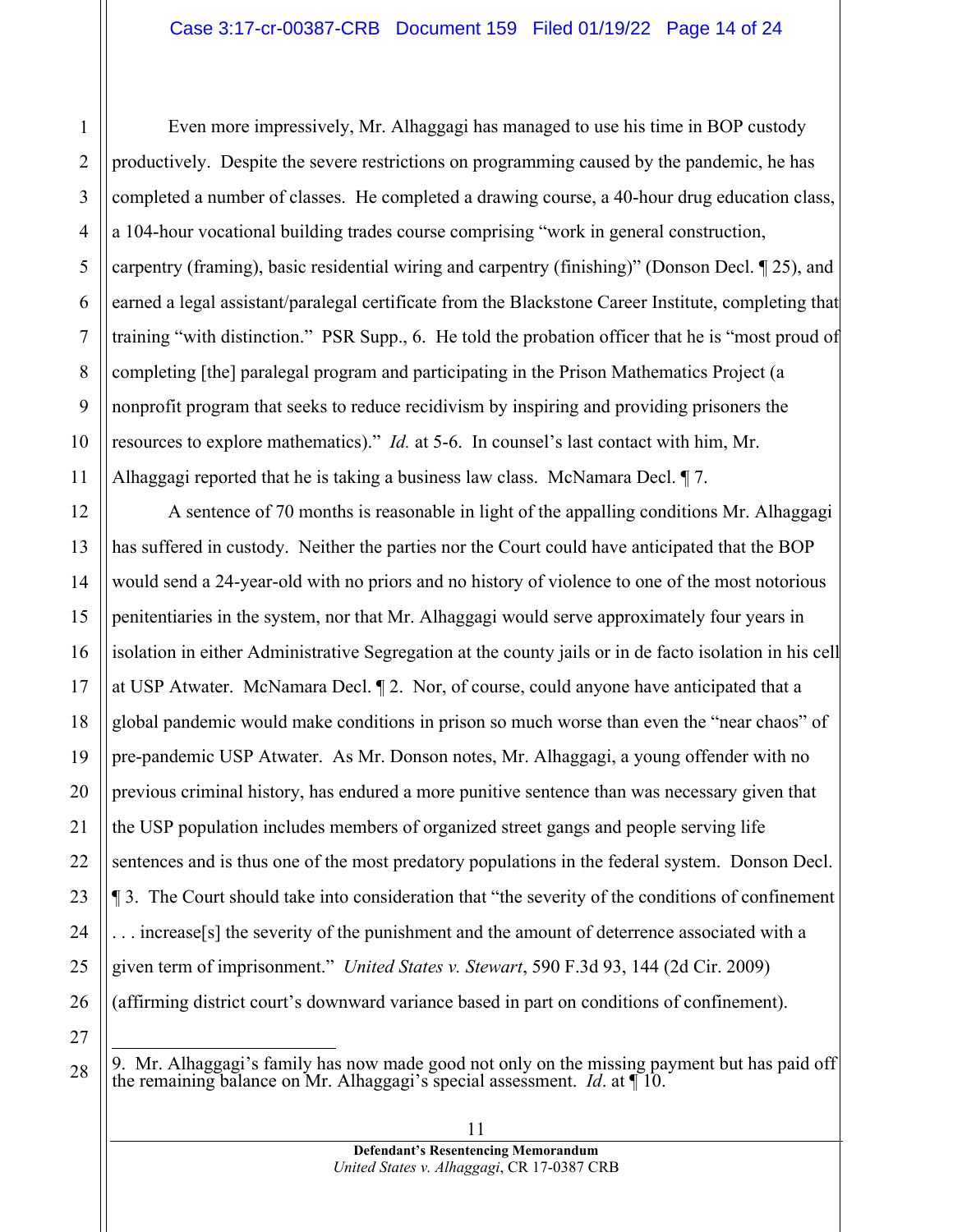Even more impressively, Mr. Alhaggagi has managed to use his time in BOP custody productively. Despite the severe restrictions on programming caused by the pandemic, he has completed a number of classes. He completed a drawing course, a 40-hour drug education class, a 104-hour vocational building trades course comprising "work in general construction, carpentry (framing), basic residential wiring and carpentry (finishing)" (Donson Decl. ¶ 25), and earned a legal assistant/paralegal certificate from the Blackstone Career Institute, completing that training "with distinction." PSR Supp., 6. He told the probation officer that he is "most proud of completing [the] paralegal program and participating in the Prison Mathematics Project (a nonprofit program that seeks to reduce recidivism by inspiring and providing prisoners the resources to explore mathematics)." *Id.* at 5-6. In counsel's last contact with him, Mr. Alhaggagi reported that he is taking a business law class. McNamara Decl. ¶ 7.

A sentence of 70 months is reasonable in light of the appalling conditions Mr. Alhaggagi has suffered in custody. Neither the parties nor the Court could have anticipated that the BOP would send a 24-year-old with no priors and no history of violence to one of the most notorious penitentiaries in the system, nor that Mr. Alhaggagi would serve approximately four years in isolation in either Administrative Segregation at the county jails or in de facto isolation in his cell at USP Atwater. McNamara Decl. ¶ 2. Nor, of course, could anyone have anticipated that a global pandemic would make conditions in prison so much worse than even the "near chaos" of pre-pandemic USP Atwater. As Mr. Donson notes, Mr. Alhaggagi, a young offender with no previous criminal history, has endured a more punitive sentence than was necessary given that the USP population includes members of organized street gangs and people serving life sentences and is thus one of the most predatory populations in the federal system. Donson Decl. ¶ 3. The Court should take into consideration that "the severity of the conditions of confinement . . . increase[s] the severity of the punishment and the amount of deterrence associated with a given term of imprisonment." *United States v. Stewart*, 590 F.3d 93, 144 (2d Cir. 2009) (affirming district court's downward variance based in part on conditions of confinement).

---

9. Mr. Alhaggagi's family has now made good not only on the missing payment but has paid off the remaining balance on Mr. Alhaggagi's special assessment. *Id*. at ¶ 10.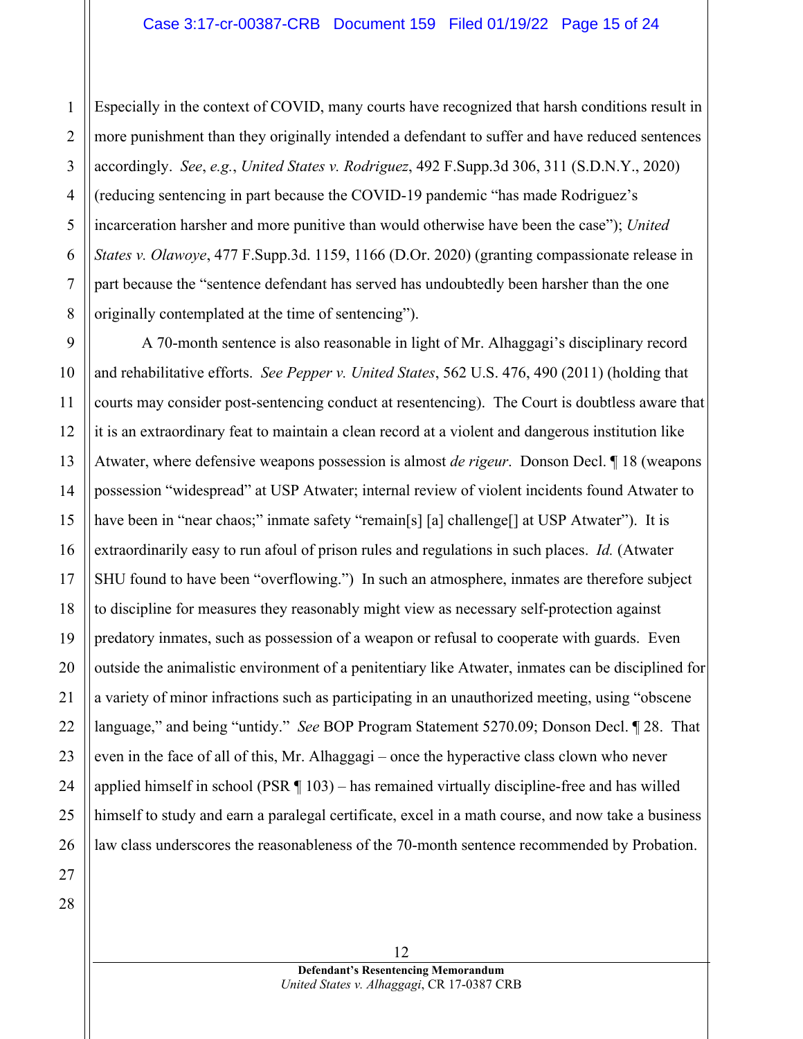Especially in the context of COVID, many courts have recognized that harsh conditions result in more punishment than they originally intended a defendant to suffer and have reduced sentences accordingly. *See*, *e.g.*, *United States v. Rodriguez*, 492 F.Supp.3d 306, 311 (S.D.N.Y., 2020) (reducing sentencing in part because the COVID-19 pandemic "has made Rodriguez's incarceration harsher and more punitive than would otherwise have been the case"); *United States v. Olawoye*, 477 F.Supp.3d. 1159, 1166 (D.Or. 2020) (granting compassionate release in part because the "sentence defendant has served has undoubtedly been harsher than the one originally contemplated at the time of sentencing").

A 70-month sentence is also reasonable in light of Mr. Alhaggagi's disciplinary record and rehabilitative efforts. *See Pepper v. United States*, 562 U.S. 476, 490 (2011) (holding that courts may consider post-sentencing conduct at resentencing). The Court is doubtless aware that it is an extraordinary feat to maintain a clean record at a violent and dangerous institution like Atwater, where defensive weapons possession is almost *de rigeur*. Donson Decl. ¶ 18 (weapons possession "widespread" at USP Atwater; internal review of violent incidents found Atwater to have been in "near chaos;" inmate safety "remain[s] [a] challenge[] at USP Atwater"). It is extraordinarily easy to run afoul of prison rules and regulations in such places. *Id.* (Atwater SHU found to have been "overflowing.") In such an atmosphere, inmates are therefore subject to discipline for measures they reasonably might view as necessary self-protection against predatory inmates, such as possession of a weapon or refusal to cooperate with guards. Even outside the animalistic environment of a penitentiary like Atwater, inmates can be disciplined for a variety of minor infractions such as participating in an unauthorized meeting, using "obscene language," and being "untidy." *See* BOP Program Statement 5270.09; Donson Decl. ¶ 28. That even in the face of all of this, Mr. Alhaggagi – once the hyperactive class clown who never applied himself in school (PSR ¶ 103) – has remained virtually discipline-free and has willed himself to study and earn a paralegal certificate, excel in a math course, and now take a business law class underscores the reasonableness of the 70-month sentence recommended by Probation.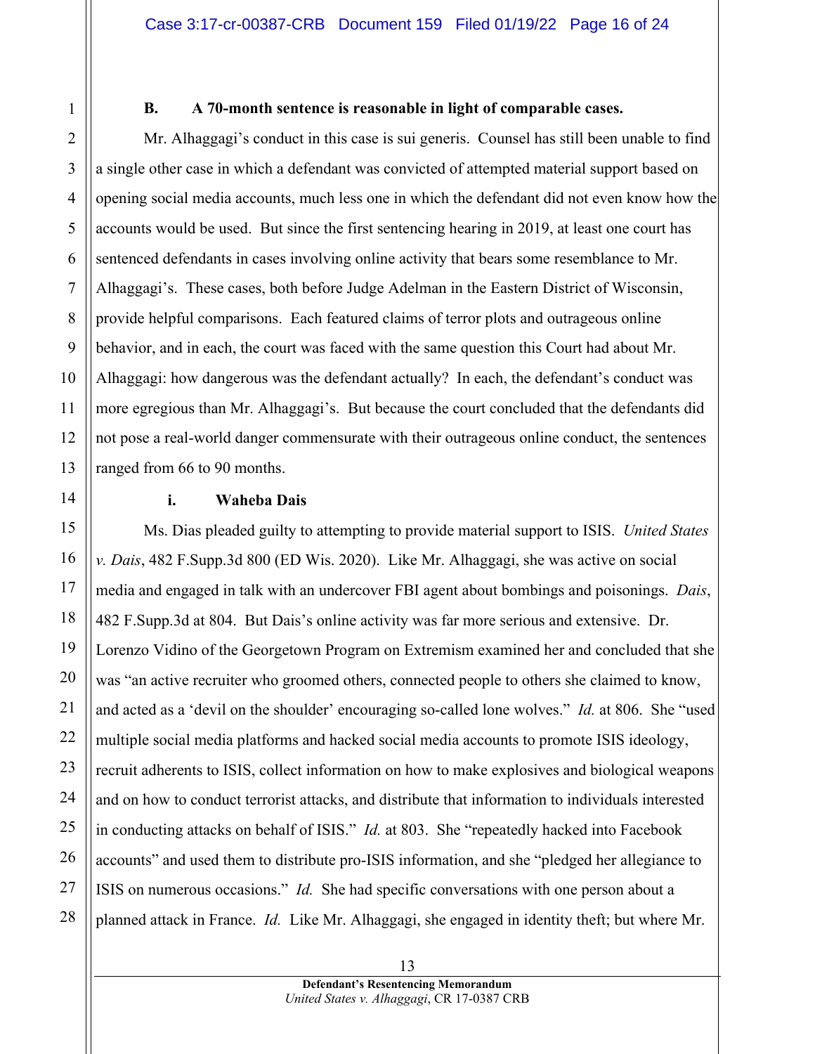### B. A 70-month sentence is reasonable in light of comparable cases.

Mr. Alhaggagi's conduct in this case is sui generis. Counsel has still been unable to find a single other case in which a defendant was convicted of attempted material support based on opening social media accounts, much less one in which the defendant did not even know how the accounts would be used. But since the first sentencing hearing in 2019, at least one court has sentenced defendants in cases involving online activity that bears some resemblance to Mr. Alhaggagi's. These cases, both before Judge Adelman in the Eastern District of Wisconsin, provide helpful comparisons. Each featured claims of terror plots and outrageous online behavior, and in each, the court was faced with the same question this Court had about Mr. Alhaggagi: how dangerous was the defendant actually? In each, the defendant's conduct was more egregious than Mr. Alhaggagi's. But because the court concluded that the defendants did not pose a real-world danger commensurate with their outrageous online conduct, the sentences ranged from 66 to 90 months.

#### i. Waheba Dais

Ms. Dias pleaded guilty to attempting to provide material support to ISIS. *United States v. Dais*, 482 F.Supp.3d 800 (ED Wis. 2020). Like Mr. Alhaggagi, she was active on social media and engaged in talk with an undercover FBI agent about bombings and poisonings. *Dais*, 482 F.Supp.3d at 804. But Dais's online activity was far more serious and extensive. Dr. Lorenzo Vidino of the Georgetown Program on Extremism examined her and concluded that she was "an active recruiter who groomed others, connected people to others she claimed to know, and acted as a 'devil on the shoulder' encouraging so-called lone wolves." *Id.* at 806. She "used multiple social media platforms and hacked social media accounts to promote ISIS ideology, recruit adherents to ISIS, collect information on how to make explosives and biological weapons and on how to conduct terrorist attacks, and distribute that information to individuals interested in conducting attacks on behalf of ISIS." *Id.* at 803. She "repeatedly hacked into Facebook accounts" and used them to distribute pro-ISIS information, and she "pledged her allegiance to ISIS on numerous occasions." *Id.* She had specific conversations with one person about a planned attack in France. *Id.* Like Mr. Alhaggagi, she engaged in identity theft; but where Mr.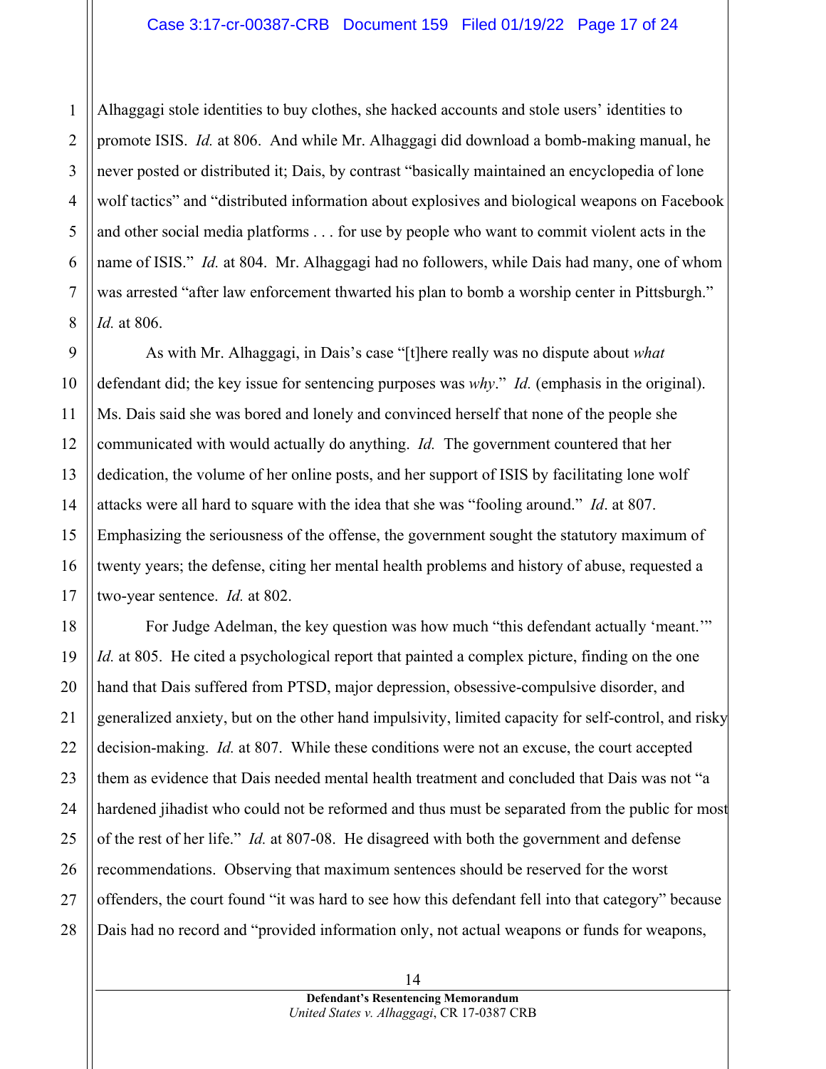Alhaggagi stole identities to buy clothes, she hacked accounts and stole users' identities to promote ISIS. *Id.* at 806. And while Mr. Alhaggagi did download a bomb-making manual, he never posted or distributed it; Dais, by contrast "basically maintained an encyclopedia of lone wolf tactics" and "distributed information about explosives and biological weapons on Facebook and other social media platforms . . . for use by people who want to commit violent acts in the name of ISIS." *Id.* at 804. Mr. Alhaggagi had no followers, while Dais had many, one of whom was arrested "after law enforcement thwarted his plan to bomb a worship center in Pittsburgh." *Id.* at 806.

As with Mr. Alhaggagi, in Dais's case "[t]here really was no dispute about *what* defendant did; the key issue for sentencing purposes was *why*." *Id.* (emphasis in the original). Ms. Dais said she was bored and lonely and convinced herself that none of the people she communicated with would actually do anything. *Id.* The government countered that her dedication, the volume of her online posts, and her support of ISIS by facilitating lone wolf attacks were all hard to square with the idea that she was "fooling around." *Id*. at 807. Emphasizing the seriousness of the offense, the government sought the statutory maximum of twenty years; the defense, citing her mental health problems and history of abuse, requested a two-year sentence. *Id.* at 802.

For Judge Adelman, the key question was how much "this defendant actually 'meant.'" *Id.* at 805. He cited a psychological report that painted a complex picture, finding on the one hand that Dais suffered from PTSD, major depression, obsessive-compulsive disorder, and generalized anxiety, but on the other hand impulsivity, limited capacity for self-control, and risky decision-making. *Id.* at 807. While these conditions were not an excuse, the court accepted them as evidence that Dais needed mental health treatment and concluded that Dais was not "a hardened jihadist who could not be reformed and thus must be separated from the public for most of the rest of her life." *Id.* at 807-08. He disagreed with both the government and defense recommendations. Observing that maximum sentences should be reserved for the worst offenders, the court found "it was hard to see how this defendant fell into that category" because Dais had no record and "provided information only, not actual weapons or funds for weapons,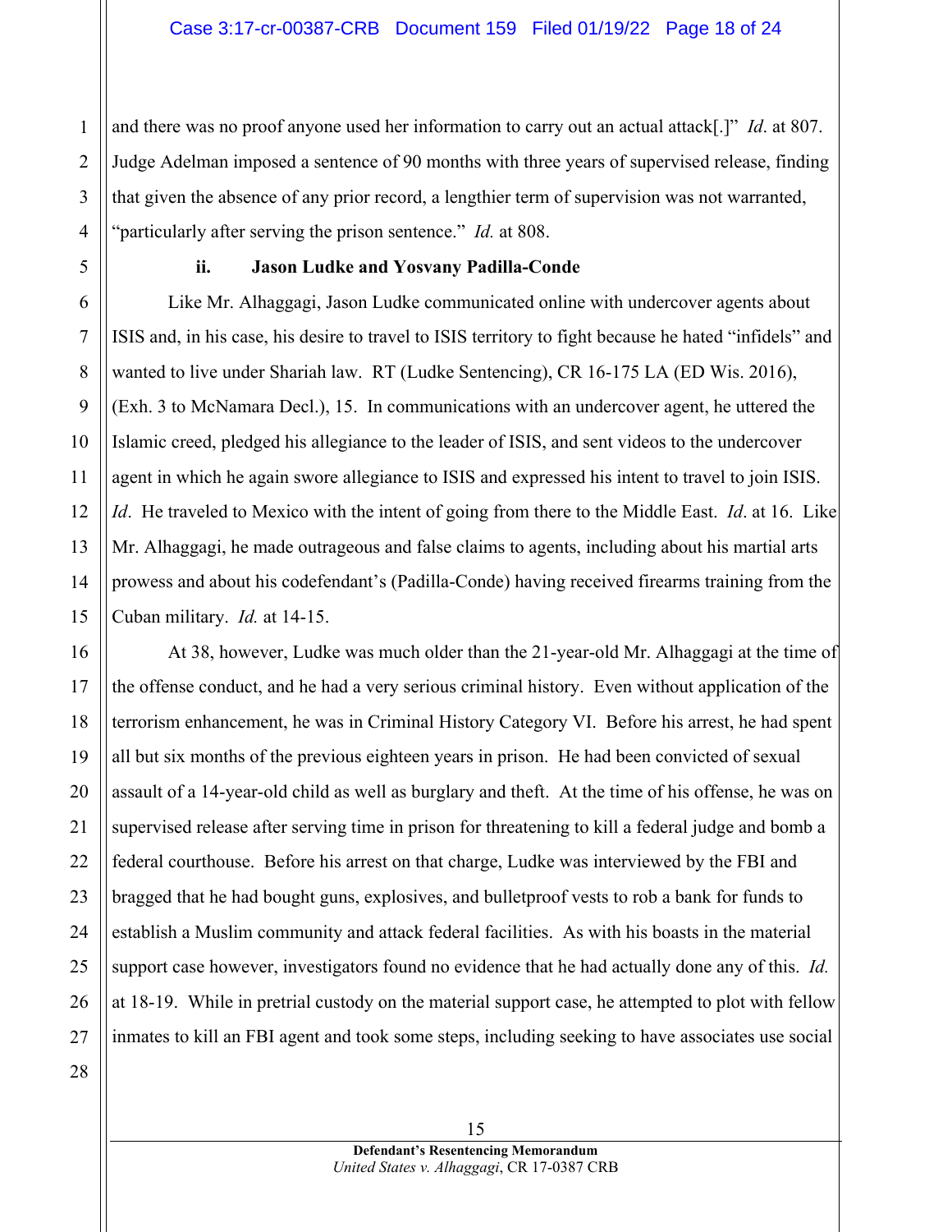and there was no proof anyone used her information to carry out an actual attack[.]" *Id*. at 807. Judge Adelman imposed a sentence of 90 months with three years of supervised release, finding that given the absence of any prior record, a lengthier term of supervision was not warranted, "particularly after serving the prison sentence." *Id.* at 808.

**ii. Jason Ludke and Yosvany Padilla-Conde**

Like Mr. Alhaggagi, Jason Ludke communicated online with undercover agents about ISIS and, in his case, his desire to travel to ISIS territory to fight because he hated "infidels" and wanted to live under Shariah law. RT (Ludke Sentencing), CR 16-175 LA (ED Wis. 2016), (Exh. 3 to McNamara Decl.), 15. In communications with an undercover agent, he uttered the Islamic creed, pledged his allegiance to the leader of ISIS, and sent videos to the undercover agent in which he again swore allegiance to ISIS and expressed his intent to travel to join ISIS. *Id*. He traveled to Mexico with the intent of going from there to the Middle East. *Id*. at 16. Like Mr. Alhaggagi, he made outrageous and false claims to agents, including about his martial arts prowess and about his codefendant's (Padilla-Conde) having received firearms training from the Cuban military. *Id.* at 14-15.

At 38, however, Ludke was much older than the 21-year-old Mr. Alhaggagi at the time of the offense conduct, and he had a very serious criminal history. Even without application of the terrorism enhancement, he was in Criminal History Category VI. Before his arrest, he had spent all but six months of the previous eighteen years in prison. He had been convicted of sexual assault of a 14-year-old child as well as burglary and theft. At the time of his offense, he was on supervised release after serving time in prison for threatening to kill a federal judge and bomb a federal courthouse. Before his arrest on that charge, Ludke was interviewed by the FBI and bragged that he had bought guns, explosives, and bulletproof vests to rob a bank for funds to establish a Muslim community and attack federal facilities. As with his boasts in the material support case however, investigators found no evidence that he had actually done any of this. *Id.* at 18-19. While in pretrial custody on the material support case, he attempted to plot with fellow inmates to kill an FBI agent and took some steps, including seeking to have associates use social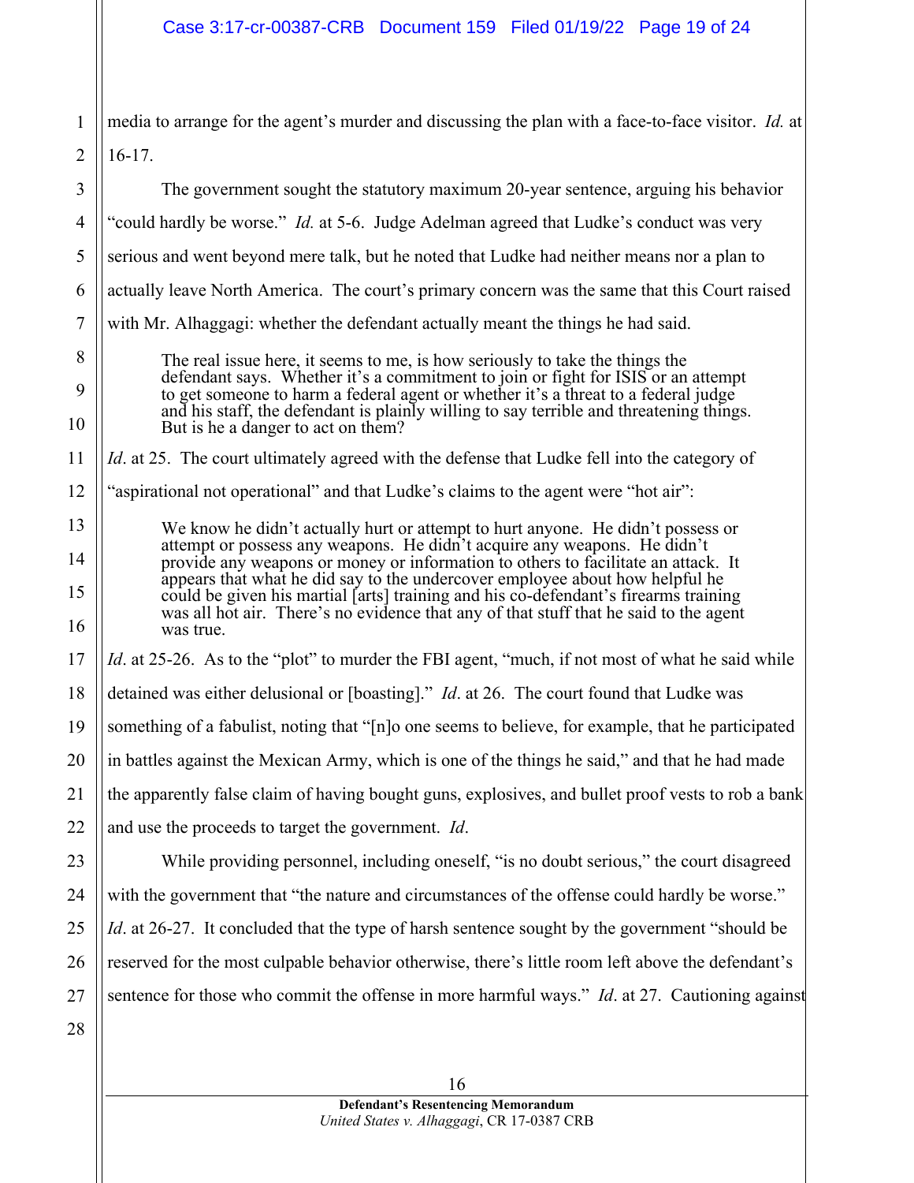media to arrange for the agent's murder and discussing the plan with a face-to-face visitor. *Id.* at 16-17.

The government sought the statutory maximum 20-year sentence, arguing his behavior "could hardly be worse." *Id.* at 5-6. Judge Adelman agreed that Ludke's conduct was very serious and went beyond mere talk, but he noted that Ludke had neither means nor a plan to actually leave North America. The court's primary concern was the same that this Court raised with Mr. Alhaggagi: whether the defendant actually meant the things he had said.

> The real issue here, it seems to me, is how seriously to take the things the defendant says. Whether it's a commitment to join or fight for ISIS or an attempt to get someone to harm a federal agent or whether it's a threat to a federal judge and his staff, the defendant is plainly willing to say terrible and threatening things. But is he a danger to act on them?

*Id*. at 25. The court ultimately agreed with the defense that Ludke fell into the category of "aspirational not operational" and that Ludke's claims to the agent were "hot air":

> We know he didn't actually hurt or attempt to hurt anyone. He didn't possess or attempt or possess any weapons. He didn't acquire any weapons. He didn't provide any weapons or money or information to others to facilitate an attack. It appears that what he did say to the undercover employee about how helpful he could be given his martial [arts] training and his co-defendant's firearms training was all hot air. There's no evidence that any of that stuff that he said to the agent was true.

*Id*. at 25-26. As to the "plot" to murder the FBI agent, "much, if not most of what he said while detained was either delusional or [boasting]." *Id*. at 26. The court found that Ludke was something of a fabulist, noting that "[n]o one seems to believe, for example, that he participated in battles against the Mexican Army, which is one of the things he said," and that he had made the apparently false claim of having bought guns, explosives, and bullet proof vests to rob a bank and use the proceeds to target the government. *Id*.

While providing personnel, including oneself, "is no doubt serious," the court disagreed with the government that "the nature and circumstances of the offense could hardly be worse." *Id*. at 26-27. It concluded that the type of harsh sentence sought by the government "should be reserved for the most culpable behavior otherwise, there's little room left above the defendant's sentence for those who commit the offense in more harmful ways." *Id*. at 27. Cautioning against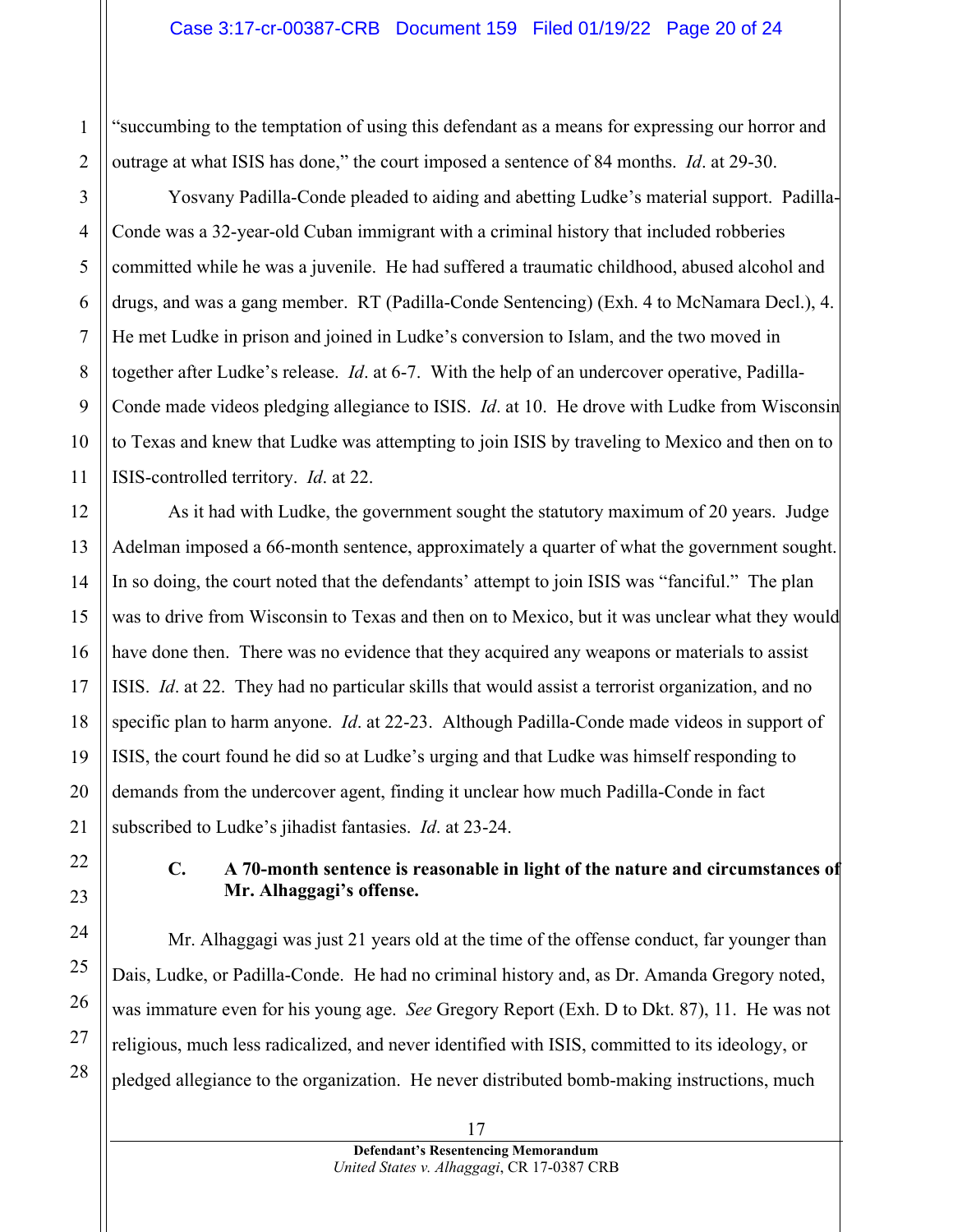"succumbing to the temptation of using this defendant as a means for expressing our horror and outrage at what ISIS has done," the court imposed a sentence of 84 months. *Id*. at 29-30.

Yosvany Padilla-Conde pleaded to aiding and abetting Ludke's material support. Padilla-Conde was a 32-year-old Cuban immigrant with a criminal history that included robberies committed while he was a juvenile. He had suffered a traumatic childhood, abused alcohol and drugs, and was a gang member. RT (Padilla-Conde Sentencing) (Exh. 4 to McNamara Decl.), 4. He met Ludke in prison and joined in Ludke's conversion to Islam, and the two moved in together after Ludke's release. *Id*. at 6-7. With the help of an undercover operative, Padilla-Conde made videos pledging allegiance to ISIS. *Id*. at 10. He drove with Ludke from Wisconsin to Texas and knew that Ludke was attempting to join ISIS by traveling to Mexico and then on to ISIS-controlled territory. *Id*. at 22.

As it had with Ludke, the government sought the statutory maximum of 20 years. Judge Adelman imposed a 66-month sentence, approximately a quarter of what the government sought. In so doing, the court noted that the defendants' attempt to join ISIS was "fanciful." The plan was to drive from Wisconsin to Texas and then on to Mexico, but it was unclear what they would have done then. There was no evidence that they acquired any weapons or materials to assist ISIS. *Id*. at 22. They had no particular skills that would assist a terrorist organization, and no specific plan to harm anyone. *Id*. at 22-23. Although Padilla-Conde made videos in support of ISIS, the court found he did so at Ludke's urging and that Ludke was himself responding to demands from the undercover agent, finding it unclear how much Padilla-Conde in fact subscribed to Ludke's jihadist fantasies. *Id*. at 23-24.

### C. A 70-month sentence is reasonable in light of the nature and circumstances of Mr. Alhaggagi's offense.

Mr. Alhaggagi was just 21 years old at the time of the offense conduct, far younger than Dais, Ludke, or Padilla-Conde. He had no criminal history and, as Dr. Amanda Gregory noted, was immature even for his young age. *See* Gregory Report (Exh. D to Dkt. 87), 11. He was not religious, much less radicalized, and never identified with ISIS, committed to its ideology, or pledged allegiance to the organization. He never distributed bomb-making instructions, much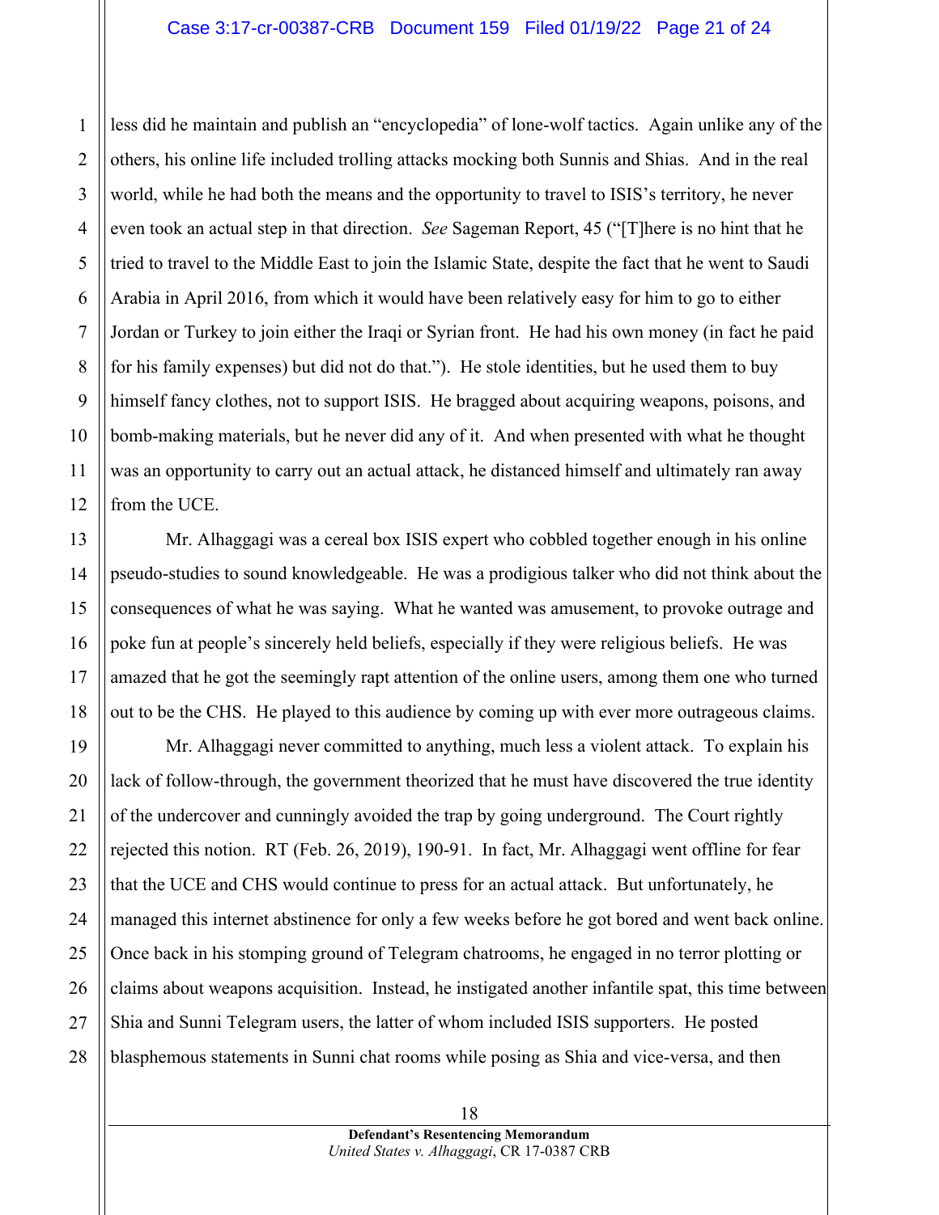less did he maintain and publish an "encyclopedia" of lone-wolf tactics. Again unlike any of the others, his online life included trolling attacks mocking both Sunnis and Shias. And in the real world, while he had both the means and the opportunity to travel to ISIS's territory, he never even took an actual step in that direction. *See* Sageman Report, 45 ("[T]here is no hint that he tried to travel to the Middle East to join the Islamic State, despite the fact that he went to Saudi Arabia in April 2016, from which it would have been relatively easy for him to go to either Jordan or Turkey to join either the Iraqi or Syrian front. He had his own money (in fact he paid for his family expenses) but did not do that."). He stole identities, but he used them to buy himself fancy clothes, not to support ISIS. He bragged about acquiring weapons, poisons, and bomb-making materials, but he never did any of it. And when presented with what he thought was an opportunity to carry out an actual attack, he distanced himself and ultimately ran away from the UCE.

Mr. Alhaggagi was a cereal box ISIS expert who cobbled together enough in his online pseudo-studies to sound knowledgeable. He was a prodigious talker who did not think about the consequences of what he was saying. What he wanted was amusement, to provoke outrage and poke fun at people's sincerely held beliefs, especially if they were religious beliefs. He was amazed that he got the seemingly rapt attention of the online users, among them one who turned out to be the CHS. He played to this audience by coming up with ever more outrageous claims.

Mr. Alhaggagi never committed to anything, much less a violent attack. To explain his lack of follow-through, the government theorized that he must have discovered the true identity of the undercover and cunningly avoided the trap by going underground. The Court rightly rejected this notion. RT (Feb. 26, 2019), 190-91. In fact, Mr. Alhaggagi went offline for fear that the UCE and CHS would continue to press for an actual attack. But unfortunately, he managed this internet abstinence for only a few weeks before he got bored and went back online. Once back in his stomping ground of Telegram chatrooms, he engaged in no terror plotting or claims about weapons acquisition. Instead, he instigated another infantile spat, this time between Shia and Sunni Telegram users, the latter of whom included ISIS supporters. He posted blasphemous statements in Sunni chat rooms while posing as Shia and vice-versa, and then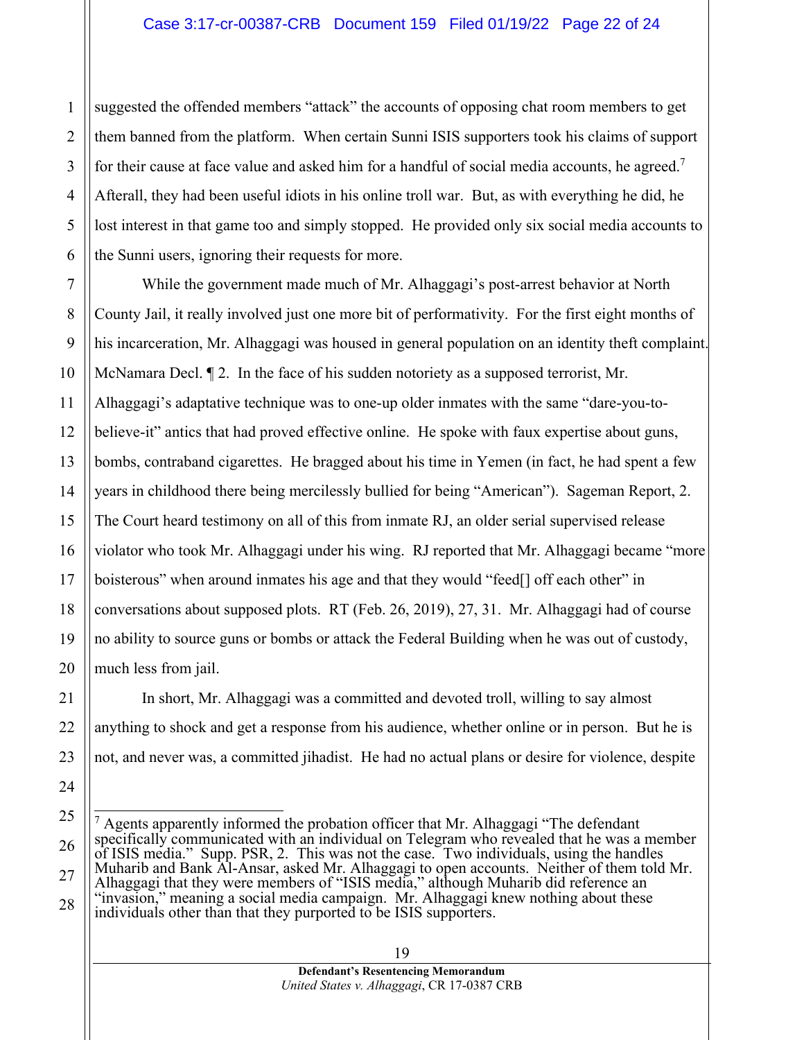suggested the offended members "attack" the accounts of opposing chat room members to get them banned from the platform. When certain Sunni ISIS supporters took his claims of support for their cause at face value and asked him for a handful of social media accounts, he agreed.[7] Afterall, they had been useful idiots in his online troll war. But, as with everything he did, he lost interest in that game too and simply stopped. He provided only six social media accounts to the Sunni users, ignoring their requests for more.

While the government made much of Mr. Alhaggagi's post-arrest behavior at North County Jail, it really involved just one more bit of performativity. For the first eight months of his incarceration, Mr. Alhaggagi was housed in general population on an identity theft complaint. McNamara Decl. ¶ 2. In the face of his sudden notoriety as a supposed terrorist, Mr. Alhaggagi's adaptative technique was to one-up older inmates with the same "dare-you-to-believe-it" antics that had proved effective online. He spoke with faux expertise about guns, bombs, contraband cigarettes. He bragged about his time in Yemen (in fact, he had spent a few years in childhood there being mercilessly bullied for being "American"). Sageman Report, 2. The Court heard testimony on all of this from inmate RJ, an older serial supervised release violator who took Mr. Alhaggagi under his wing. RJ reported that Mr. Alhaggagi became "more boisterous" when around inmates his age and that they would "feed[] off each other" in conversations about supposed plots. RT (Feb. 26, 2019), 27, 31. Mr. Alhaggagi had of course no ability to source guns or bombs or attack the Federal Building when he was out of custody, much less from jail.

In short, Mr. Alhaggagi was a committed and devoted troll, willing to say almost anything to shock and get a response from his audience, whether online or in person. But he is not, and never was, a committed jihadist. He had no actual plans or desire for violence, despite

---

[7] Agents apparently informed the probation officer that Mr. Alhaggagi "The defendant specifically communicated with an individual on Telegram who revealed that he was a member of ISIS media." Supp. PSR, 2. This was not the case. Two individuals, using the handles Muharib and Bank Al-Ansar, asked Mr. Alhaggagi to open accounts. Neither of them told Mr. Alhaggagi that they were members of "ISIS media," although Muharib did reference an "invasion," meaning a social media campaign. Mr. Alhaggagi knew nothing about these individuals other than that they purported to be ISIS supporters.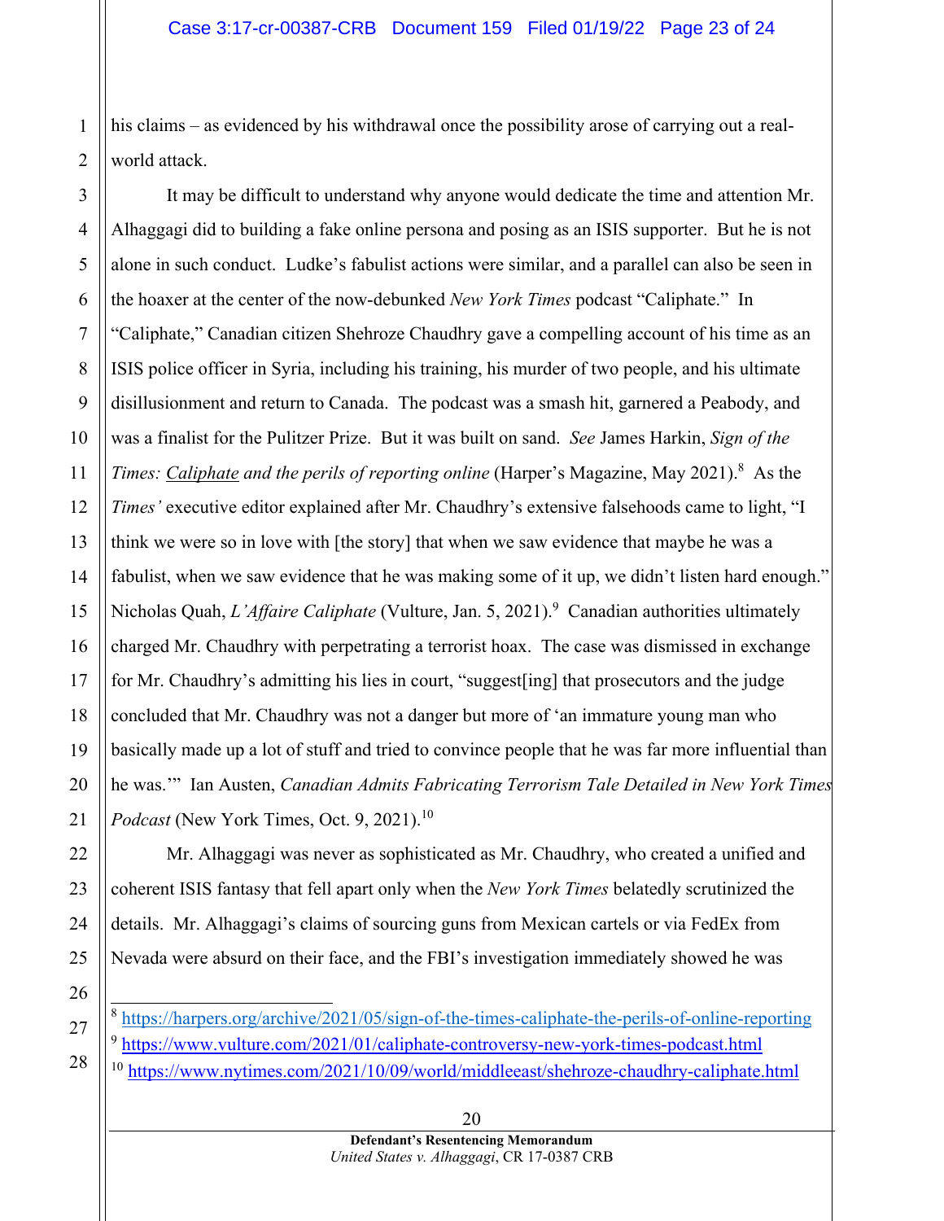his claims – as evidenced by his withdrawal once the possibility arose of carrying out a real-world attack.

It may be difficult to understand why anyone would dedicate the time and attention Mr. Alhaggagi did to building a fake online persona and posing as an ISIS supporter. But he is not alone in such conduct. Ludke's fabulist actions were similar, and a parallel can also be seen in the hoaxer at the center of the now-debunked *New York Times* podcast "Caliphate." In "Caliphate," Canadian citizen Shehroze Chaudhry gave a compelling account of his time as an ISIS police officer in Syria, including his training, his murder of two people, and his ultimate disillusionment and return to Canada. The podcast was a smash hit, garnered a Peabody, and was a finalist for the Pulitzer Prize. But it was built on sand. *See* James Harkin, *Sign of the Times: Caliphate and the perils of reporting online* (Harper's Magazine, May 2021).[8] As the *Times'* executive editor explained after Mr. Chaudhry's extensive falsehoods came to light, "I think we were so in love with [the story] that when we saw evidence that maybe he was a fabulist, when we saw evidence that he was making some of it up, we didn't listen hard enough." Nicholas Quah, *L'Affaire Caliphate* (Vulture, Jan. 5, 2021).[9] Canadian authorities ultimately charged Mr. Chaudhry with perpetrating a terrorist hoax. The case was dismissed in exchange for Mr. Chaudhry's admitting his lies in court, "suggest[ing] that prosecutors and the judge concluded that Mr. Chaudhry was not a danger but more of 'an immature young man who basically made up a lot of stuff and tried to convince people that he was far more influential than he was.'" Ian Austen, *Canadian Admits Fabricating Terrorism Tale Detailed in New York Times Podcast* (New York Times, Oct. 9, 2021).[10]

Mr. Alhaggagi was never as sophisticated as Mr. Chaudhry, who created a unified and coherent ISIS fantasy that fell apart only when the *New York Times* belatedly scrutinized the details. Mr. Alhaggagi's claims of sourcing guns from Mexican cartels or via FedEx from Nevada were absurd on their face, and the FBI's investigation immediately showed he was

---

[8] https://harpers.org/archive/2021/05/sign-of-the-times-caliphate-the-perils-of-online-reporting

[9] https://www.vulture.com/2021/01/caliphate-controversy-new-york-times-podcast.html

[10] https://www.nytimes.com/2021/10/09/world/middleeast/shehroze-chaudhry-caliphate.html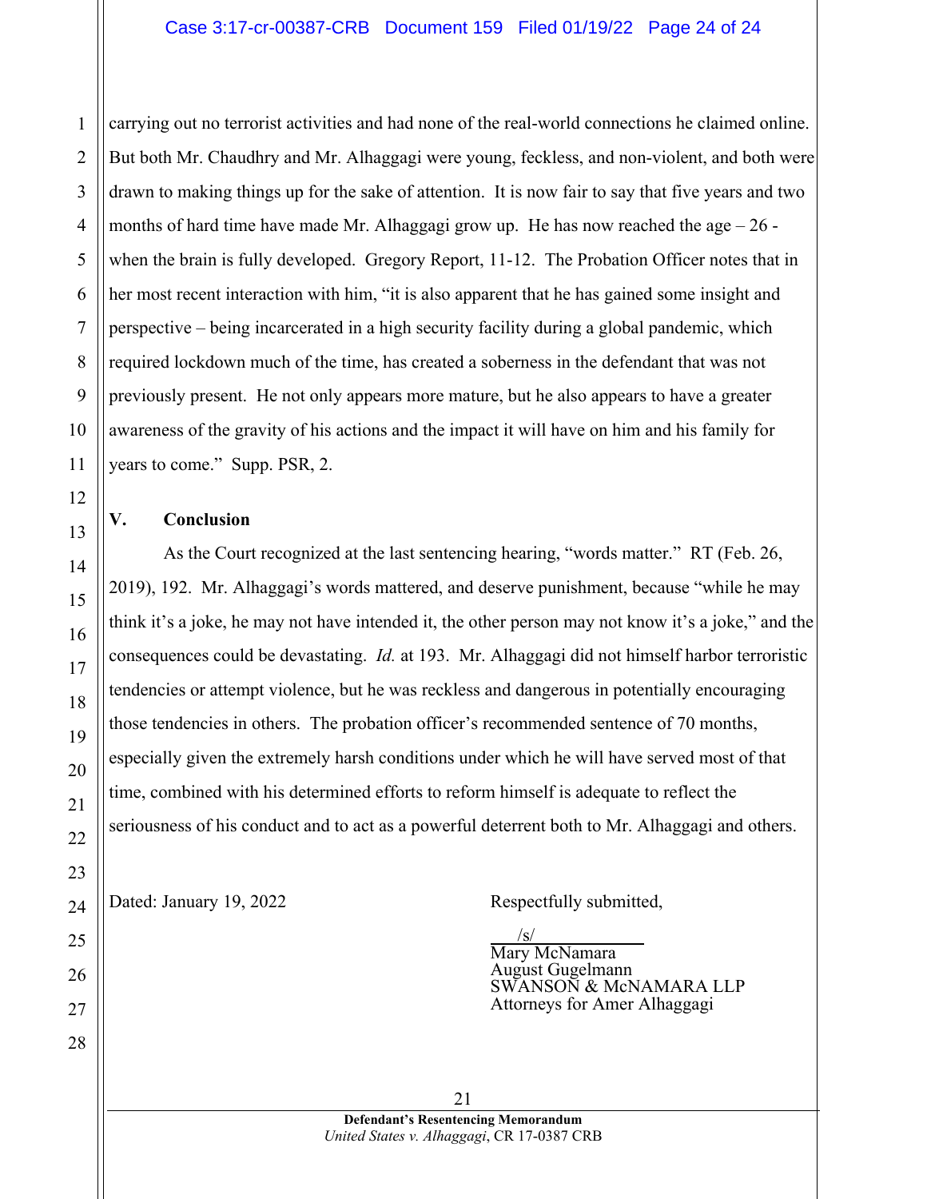carrying out no terrorist activities and had none of the real-world connections he claimed online. But both Mr. Chaudhry and Mr. Alhaggagi were young, feckless, and non-violent, and both were drawn to making things up for the sake of attention. It is now fair to say that five years and two months of hard time have made Mr. Alhaggagi grow up. He has now reached the age – 26 - when the brain is fully developed. Gregory Report, 11-12. The Probation Officer notes that in her most recent interaction with him, "it is also apparent that he has gained some insight and perspective – being incarcerated in a high security facility during a global pandemic, which required lockdown much of the time, has created a soberness in the defendant that was not previously present. He not only appears more mature, but he also appears to have a greater awareness of the gravity of his actions and the impact it will have on him and his family for years to come." Supp. PSR, 2.

## V. Conclusion

As the Court recognized at the last sentencing hearing, "words matter." RT (Feb. 26, 2019), 192. Mr. Alhaggagi's words mattered, and deserve punishment, because "while he may think it's a joke, he may not have intended it, the other person may not know it's a joke," and the consequences could be devastating. *Id.* at 193. Mr. Alhaggagi did not himself harbor terroristic tendencies or attempt violence, but he was reckless and dangerous in potentially encouraging those tendencies in others. The probation officer's recommended sentence of 70 months, especially given the extremely harsh conditions under which he will have served most of that time, combined with his determined efforts to reform himself is adequate to reflect the seriousness of his conduct and to act as a powerful deterrent both to Mr. Alhaggagi and others.

Dated: January 19, 2022

Respectfully submitted,

/s/
Mary McNamara
August Gugelmann
SWANSON & McNAMARA LLP
Attorneys for Amer Alhaggagi

**Defendant's Resentencing Memorandum**
*United States v. Alhaggagi*, CR 17-0387 CRB